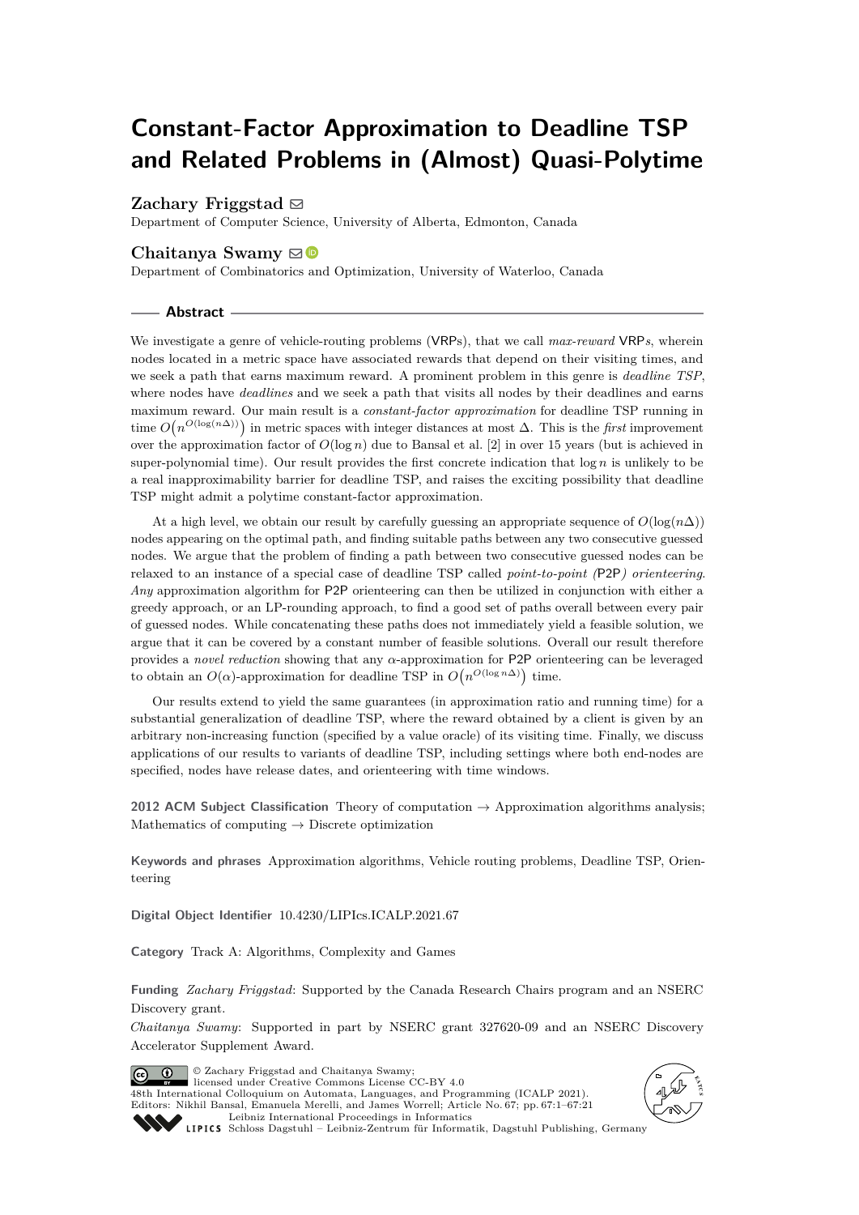# Constant-Factor Approximation to Deadline TSP and Related Problems in (Almost) Quasi-Polytime

**Zachary Friggstad**

Department of Computer Science, University of Alberta, Edmonton, Canada

**Chaitanya Swamy**

Department of Combinatorics and Optimization, University of Waterloo, Canada

## Abstract

We investigate a genre of vehicle-routing problems (VRPs), that we call *max-reward* VRP*s*, wherein nodes located in a metric space have associated rewards that depend on their visiting times, and we seek a path that earns maximum reward. A prominent problem in this genre is *deadline TSP*, where nodes have *deadlines* and we seek a path that visits all nodes by their deadlines and earns maximum reward. Our main result is a *constant-factor approximation* for deadline TSP running in time $O\left(n^{O(\log(n\Delta))}\right)$ in metric spaces with integer distances at most $\Delta$. This is the *first* improvement over the approximation factor of $O(\log n)$ due to Bansal et al. [2] in over 15 years (but is achieved in super-polynomial time). Our result provides the first concrete indication that $\log n$ is unlikely to be a real inapproximability barrier for deadline TSP, and raises the exciting possibility that deadline TSP might admit a polytime constant-factor approximation.

At a high level, we obtain our result by carefully guessing an appropriate sequence of $O(\log(n\Delta))$ nodes appearing on the optimal path, and finding suitable paths between any two consecutive guessed nodes. We argue that the problem of finding a path between two consecutive guessed nodes can be relaxed to an instance of a special case of deadline TSP called *point-to-point (*P2P*) orienteering*. *Any* approximation algorithm for P2P orienteering can then be utilized in conjunction with either a greedy approach, or an LP-rounding approach, to find a good set of paths overall between every pair of guessed nodes. While concatenating these paths does not immediately yield a feasible solution, we argue that it can be covered by a constant number of feasible solutions. Overall our result therefore provides a *novel reduction* showing that any $\alpha$-approximation for P2P orienteering can be leveraged to obtain an $O(\alpha)$-approximation for deadline TSP in $O\left(n^{O(\log n\Delta)}\right)$ time.

Our results extend to yield the same guarantees (in approximation ratio and running time) for a substantial generalization of deadline TSP, where the reward obtained by a client is given by an arbitrary non-increasing function (specified by a value oracle) of its visiting time. Finally, we discuss applications of our results to variants of deadline TSP, including settings where both end-nodes are specified, nodes have release dates, and orienteering with time windows.

**2012 ACM Subject Classification** Theory of computation → Approximation algorithms analysis; Mathematics of computing → Discrete optimization

**Keywords and phrases** Approximation algorithms, Vehicle routing problems, Deadline TSP, Orienteering

**Digital Object Identifier** 10.4230/LIPIcs.ICALP.2021.67

**Category** Track A: Algorithms, Complexity and Games

**Funding** *Zachary Friggstad*: Supported by the Canada Research Chairs program and an NSERC Discovery grant.

*Chaitanya Swamy*: Supported in part by NSERC grant 327620-09 and an NSERC Discovery Accelerator Supplement Award.

© Zachary Friggstad and Chaitanya Swamy;
licensed under Creative Commons License CC-BY 4.0
48th International Colloquium on Automata, Languages, and Programming (ICALP 2021).
Editors: Nikhil Bansal, Emanuela Merelli, and James Worrell; Article No. 67; pp. 67:1–67:21
Leibniz International Proceedings in Informatics
Schloss Dagstuhl – Leibniz-Zentrum für Informatik, Dagstuhl Publishing, Germany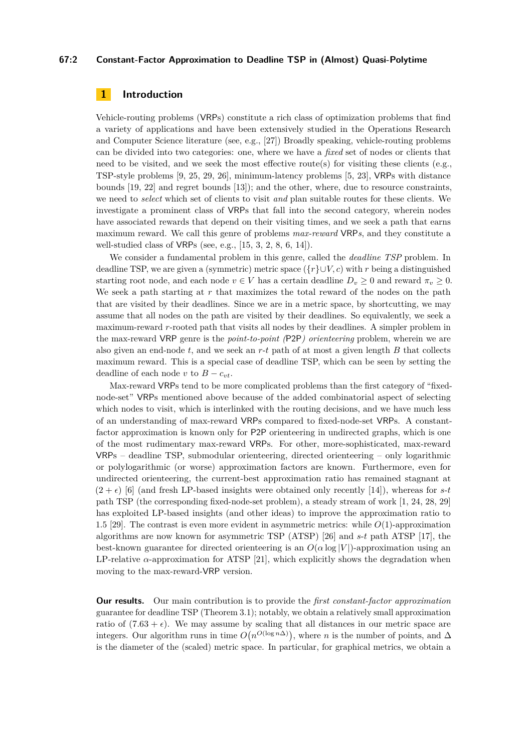## 1 Introduction

Vehicle-routing problems (VRPs) constitute a rich class of optimization problems that find a variety of applications and have been extensively studied in the Operations Research and Computer Science literature (see, e.g., [27]) Broadly speaking, vehicle-routing problems can be divided into two categories: one, where we have a *fixed* set of nodes or clients that need to be visited, and we seek the most effective route(s) for visiting these clients (e.g., TSP-style problems [9, 25, 29, 26], minimum-latency problems [5, 23], VRPs with distance bounds [19, 22] and regret bounds [13]); and the other, where, due to resource constraints, we need to *select* which set of clients to visit *and* plan suitable routes for these clients. We investigate a prominent class of VRPs that fall into the second category, wherein nodes have associated rewards that depend on their visiting times, and we seek a path that earns maximum reward. We call this genre of problems *max-reward* VRP*s*, and they constitute a well-studied class of VRPs (see, e.g., [15, 3, 2, 8, 6, 14]).

We consider a fundamental problem in this genre, called the *deadline TSP* problem. In deadline TSP, we are given a (symmetric) metric space $(\{r\}\cup V, c)$ with $r$ being a distinguished starting root node, and each node $v \in V$ has a certain deadline $D_v \geq 0$ and reward $\pi_v \geq 0$. We seek a path starting at $r$ that maximizes the total reward of the nodes on the path that are visited by their deadlines. Since we are in a metric space, by shortcutting, we may assume that all nodes on the path are visited by their deadlines. So equivalently, we seek a maximum-reward $r$-rooted path that visits all nodes by their deadlines. A simpler problem in the max-reward VRP genre is the *point-to-point (*P2P*) orienteering* problem, wherein we are also given an end-node $t$, and we seek an $r$-$t$ path of at most a given length $B$ that collects maximum reward. This is a special case of deadline TSP, which can be seen by setting the deadline of each node $v$ to $B - c_{vt}$.

Max-reward VRPs tend to be more complicated problems than the first category of "fixed-node-set" VRPs mentioned above because of the added combinatorial aspect of selecting which nodes to visit, which is interlinked with the routing decisions, and we have much less of an understanding of max-reward VRPs compared to fixed-node-set VRPs. A constant-factor approximation is known only for P2P orienteering in undirected graphs, which is one of the most rudimentary max-reward VRPs. For other, more-sophisticated, max-reward VRPs – deadline TSP, submodular orienteering, directed orienteering – only logarithmic or polylogarithmic (or worse) approximation factors are known. Furthermore, even for undirected orienteering, the current-best approximation ratio has remained stagnant at $(2 + \epsilon)$ [6] (and fresh LP-based insights were obtained only recently [14]), whereas for $s$-$t$ path TSP (the corresponding fixed-node-set problem), a steady stream of work [1, 24, 28, 29] has exploited LP-based insights (and other ideas) to improve the approximation ratio to 1.5 [29]. The contrast is even more evident in asymmetric metrics: while $O(1)$-approximation algorithms are now known for asymmetric TSP (ATSP) [26] and $s$-$t$ path ATSP [17], the best-known guarantee for directed orienteering is an $O(\alpha \log |V|)$-approximation using an LP-relative $\alpha$-approximation for ATSP [21], which explicitly shows the degradation when moving to the max-reward-VRP version.

**Our results.** Our main contribution is to provide the *first constant-factor approximation* guarantee for deadline TSP (Theorem 3.1); notably, we obtain a relatively small approximation ratio of $(7.63 + \epsilon)$. We may assume by scaling that all distances in our metric space are integers. Our algorithm runs in time $O\big(n^{O(\log n\Delta)}\big)$, where $n$ is the number of points, and $\Delta$ is the diameter of the (scaled) metric space. In particular, for graphical metrics, we obtain a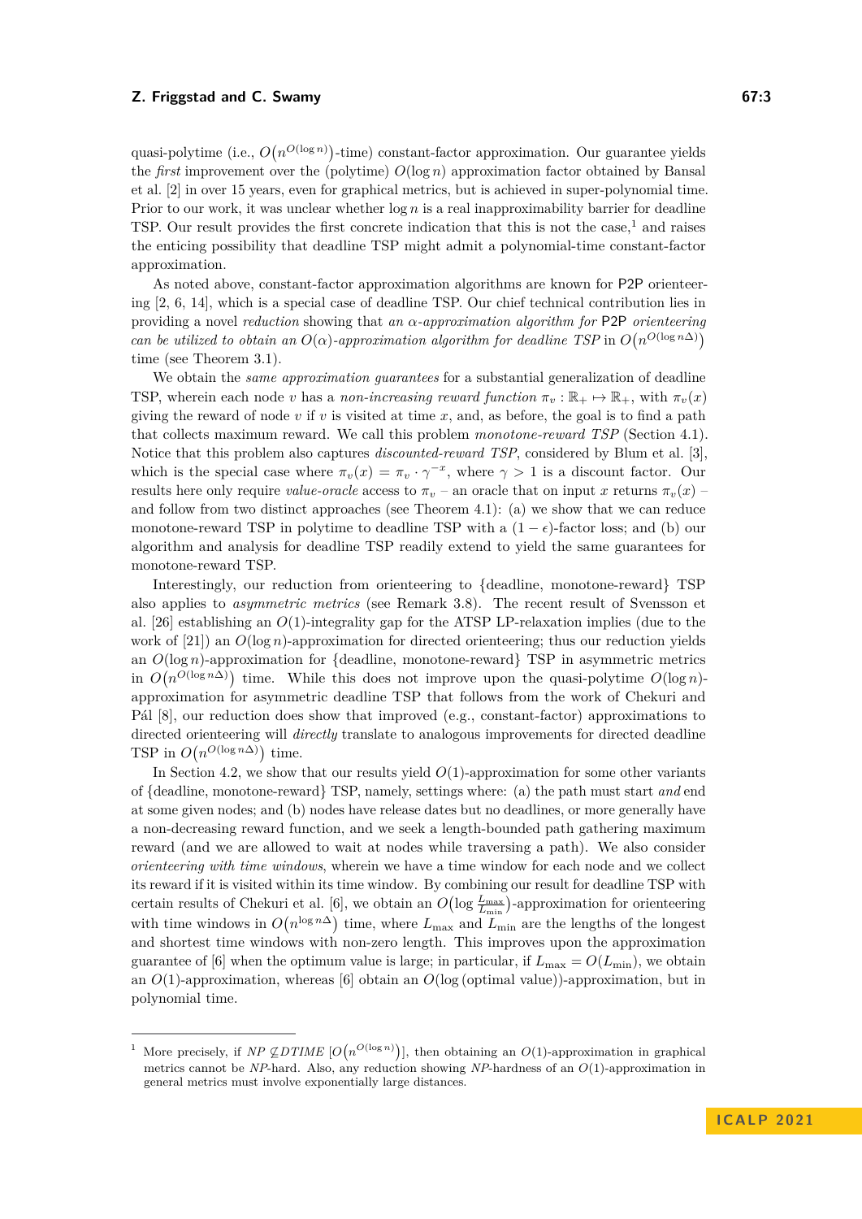quasi-polytime (i.e., $O\big(n^{O(\log n)}\big)$-time) constant-factor approximation. Our guarantee yields the *first* improvement over the (polytime) $O(\log n)$ approximation factor obtained by Bansal et al. [2] in over 15 years, even for graphical metrics, but is achieved in super-polynomial time. Prior to our work, it was unclear whether $\log n$ is a real inapproximability barrier for deadline TSP. Our result provides the first concrete indication that this is not the case,[1] and raises the enticing possibility that deadline TSP might admit a polynomial-time constant-factor approximation.

As noted above, constant-factor approximation algorithms are known for P2P orienteering [2, 6, 14], which is a special case of deadline TSP. Our chief technical contribution lies in providing a novel *reduction* showing that *an $\alpha$-approximation algorithm for* P2P *orienteering can be utilized to obtain an $O(\alpha)$-approximation algorithm for deadline TSP* in $O\big(n^{O(\log n\Delta)}\big)$ time (see Theorem 3.1).

We obtain the *same approximation guarantees* for a substantial generalization of deadline TSP, wherein each node $v$ has a *non-increasing reward function* $\pi_v : \mathbb{R}_+ \mapsto \mathbb{R}_+$, with $\pi_v(x)$ giving the reward of node $v$ if $v$ is visited at time $x$, and, as before, the goal is to find a path that collects maximum reward. We call this problem *monotone-reward TSP* (Section 4.1). Notice that this problem also captures *discounted-reward TSP*, considered by Blum et al. [3], which is the special case where $\pi_v(x) = \pi_v \cdot \gamma^{-x}$, where $\gamma > 1$ is a discount factor. Our results here only require *value-oracle* access to $\pi_v$ – an oracle that on input $x$ returns $\pi_v(x)$ – and follow from two distinct approaches (see Theorem 4.1): (a) we show that we can reduce monotone-reward TSP in polytime to deadline TSP with a $(1-\epsilon)$-factor loss; and (b) our algorithm and analysis for deadline TSP readily extend to yield the same guarantees for monotone-reward TSP.

Interestingly, our reduction from orienteering to {deadline, monotone-reward} TSP also applies to *asymmetric metrics* (see Remark 3.8). The recent result of Svensson et al. [26] establishing an $O(1)$-integrality gap for the ATSP LP-relaxation implies (due to the work of [21]) an $O(\log n)$-approximation for directed orienteering; thus our reduction yields an $O(\log n)$-approximation for {deadline, monotone-reward} TSP in asymmetric metrics in $O\big(n^{O(\log n\Delta)}\big)$ time. While this does not improve upon the quasi-polytime $O(\log n)$-approximation for asymmetric deadline TSP that follows from the work of Chekuri and Pál [8], our reduction does show that improved (e.g., constant-factor) approximations to directed orienteering will *directly* translate to analogous improvements for directed deadline TSP in $O\big(n^{O(\log n\Delta)}\big)$ time.

In Section 4.2, we show that our results yield $O(1)$-approximation for some other variants of {deadline, monotone-reward} TSP, namely, settings where: (a) the path must start *and* end at some given nodes; and (b) nodes have release dates but no deadlines, or more generally have a non-decreasing reward function, and we seek a length-bounded path gathering maximum reward (and we are allowed to wait at nodes while traversing a path). We also consider *orienteering with time windows*, wherein we have a time window for each node and we collect its reward if it is visited within its time window. By combining our result for deadline TSP with certain results of Chekuri et al. [6], we obtain an $O\big(\log \frac{L_{\max}}{L_{\min}}\big)$-approximation for orienteering with time windows in $O\big(n^{\log n\Delta}\big)$ time, where $L_{\max}$ and $L_{\min}$ are the lengths of the longest and shortest time windows with non-zero length. This improves upon the approximation guarantee of [6] when the optimum value is large; in particular, if $L_{\max} = O(L_{\min})$, we obtain an $O(1)$-approximation, whereas [6] obtain an $O(\log(\text{optimal value}))$-approximation, but in polynomial time.

---

[1] More precisely, if $NP \not\subseteq DTIME\left[O\big(n^{O(\log n)}\big)\right]$, then obtaining an $O(1)$-approximation in graphical metrics cannot be $NP$-hard. Also, any reduction showing $NP$-hardness of an $O(1)$-approximation in general metrics must involve exponentially large distances.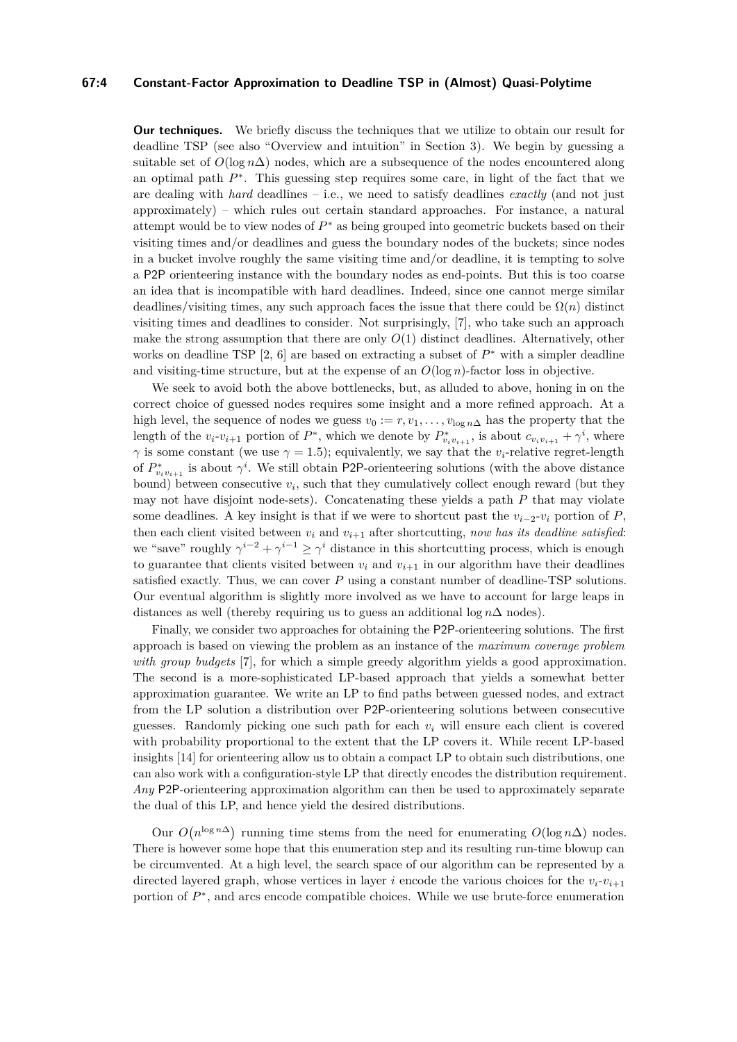**Our techniques.** We briefly discuss the techniques that we utilize to obtain our result for deadline TSP (see also "Overview and intuition" in Section 3). We begin by guessing a suitable set of $O(\log n\Delta)$ nodes, which are a subsequence of the nodes encountered along an optimal path $P^*$. This guessing step requires some care, in light of the fact that we are dealing with *hard* deadlines – i.e., we need to satisfy deadlines *exactly* (and not just approximately) – which rules out certain standard approaches. For instance, a natural attempt would be to view nodes of $P^*$ as being grouped into geometric buckets based on their visiting times and/or deadlines and guess the boundary nodes of the buckets; since nodes in a bucket involve roughly the same visiting time and/or deadline, it is tempting to solve a P2P orienteering instance with the boundary nodes as end-points. But this is too coarse an idea that is incompatible with hard deadlines. Indeed, since one cannot merge similar deadlines/visiting times, any such approach faces the issue that there could be $\Omega(n)$ distinct visiting times and deadlines to consider. Not surprisingly, [7], who take such an approach make the strong assumption that there are only $O(1)$ distinct deadlines. Alternatively, other works on deadline TSP [2, 6] are based on extracting a subset of $P^*$ with a simpler deadline and visiting-time structure, but at the expense of an $O(\log n)$-factor loss in objective.

We seek to avoid both the above bottlenecks, but, as alluded to above, honing in on the correct choice of guessed nodes requires some insight and a more refined approach. At a high level, the sequence of nodes we guess $v_0 := r, v_1, \ldots, v_{\log n\Delta}$ has the property that the length of the $v_i$-$v_{i+1}$ portion of $P^*$, which we denote by $P^*_{v_i v_{i+1}}$, is about $c_{v_i v_{i+1}} + \gamma^i$, where $\gamma$ is some constant (we use $\gamma = 1.5$); equivalently, we say that the $v_i$-relative regret-length of $P^*_{v_i v_{i+1}}$ is about $\gamma^i$. We still obtain P2P-orienteering solutions (with the above distance bound) between consecutive $v_i$, such that they cumulatively collect enough reward (but they may not have disjoint node-sets). Concatenating these yields a path $P$ that may violate some deadlines. A key insight is that if we were to shortcut past the $v_{i-2}$-$v_i$ portion of $P$, then each client visited between $v_i$ and $v_{i+1}$ after shortcutting, *now has its deadline satisfied*: we "save" roughly $\gamma^{i-2} + \gamma^{i-1} \geq \gamma^i$ distance in this shortcutting process, which is enough to guarantee that clients visited between $v_i$ and $v_{i+1}$ in our algorithm have their deadlines satisfied exactly. Thus, we can cover $P$ using a constant number of deadline-TSP solutions. Our eventual algorithm is slightly more involved as we have to account for large leaps in distances as well (thereby requiring us to guess an additional $\log n\Delta$ nodes).

Finally, we consider two approaches for obtaining the P2P-orienteering solutions. The first approach is based on viewing the problem as an instance of the *maximum coverage problem with group budgets* [7], for which a simple greedy algorithm yields a good approximation. The second is a more-sophisticated LP-based approach that yields a somewhat better approximation guarantee. We write an LP to find paths between guessed nodes, and extract from the LP solution a distribution over P2P-orienteering solutions between consecutive guesses. Randomly picking one such path for each $v_i$ will ensure each client is covered with probability proportional to the extent that the LP covers it. While recent LP-based insights [14] for orienteering allow us to obtain a compact LP to obtain such distributions, one can also work with a configuration-style LP that directly encodes the distribution requirement. *Any* P2P-orienteering approximation algorithm can then be used to approximately separate the dual of this LP, and hence yield the desired distributions.

Our $O(n^{\log n\Delta})$ running time stems from the need for enumerating $O(\log n\Delta)$ nodes. There is however some hope that this enumeration step and its resulting run-time blowup can be circumvented. At a high level, the search space of our algorithm can be represented by a directed layered graph, whose vertices in layer $i$ encode the various choices for the $v_i$-$v_{i+1}$ portion of $P^*$, and arcs encode compatible choices. While we use brute-force enumeration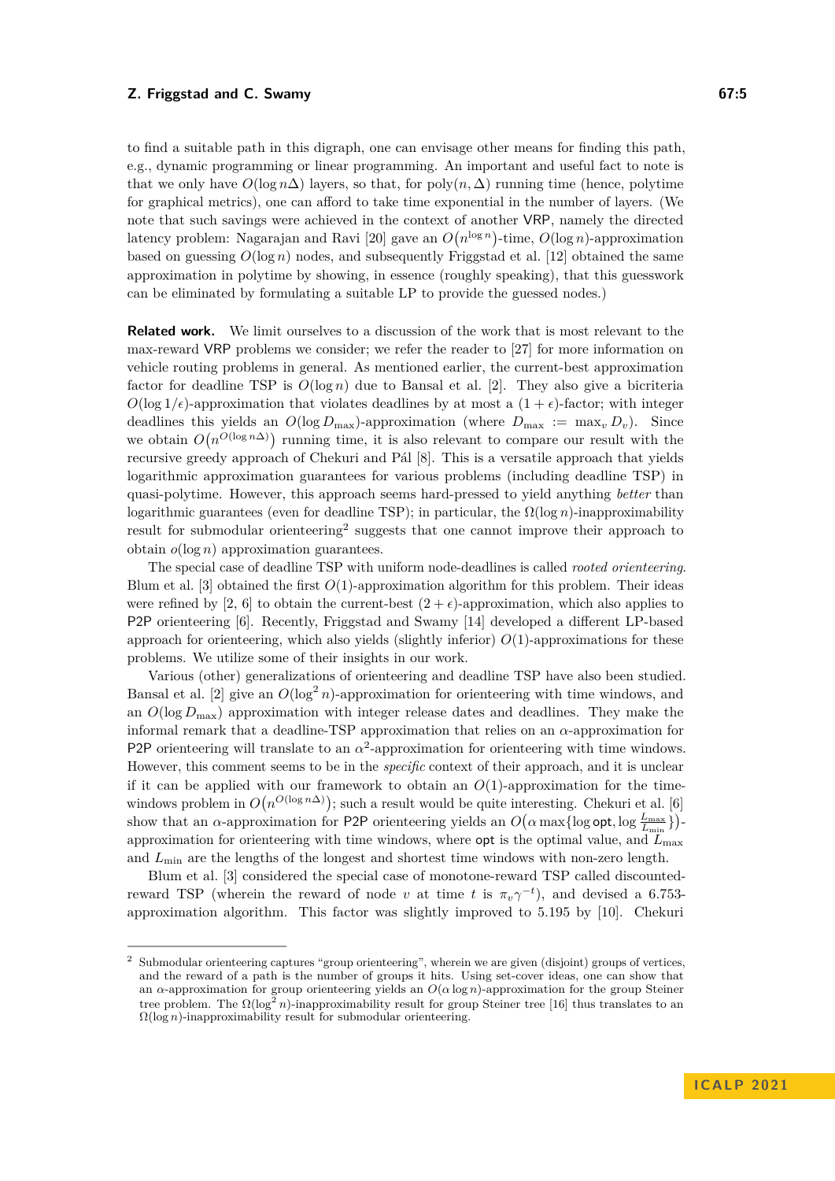to find a suitable path in this digraph, one can envisage other means for finding this path, e.g., dynamic programming or linear programming. An important and useful fact to note is that we only have $O(\log n\Delta)$ layers, so that, for $\text{poly}(n, \Delta)$ running time (hence, polytime for graphical metrics), one can afford to take time exponential in the number of layers. (We note that such savings were achieved in the context of another VRP, namely the directed latency problem: Nagarajan and Ravi [20] gave an $O(n^{\log n})$-time, $O(\log n)$-approximation based on guessing $O(\log n)$ nodes, and subsequently Friggstad et al. [12] obtained the same approximation in polytime by showing, in essence (roughly speaking), that this guesswork can be eliminated by formulating a suitable LP to provide the guessed nodes.)

**Related work.** We limit ourselves to a discussion of the work that is most relevant to the max-reward VRP problems we consider; we refer the reader to [27] for more information on vehicle routing problems in general. As mentioned earlier, the current-best approximation factor for deadline TSP is $O(\log n)$ due to Bansal et al. [2]. They also give a bicriteria $O(\log 1/\epsilon)$-approximation that violates deadlines by at most a $(1+\epsilon)$-factor; with integer deadlines this yields an $O(\log D_{\max})$-approximation (where $D_{\max} := \max_v D_v$). Since we obtain $O\big(n^{O(\log n\Delta)}\big)$ running time, it is also relevant to compare our result with the recursive greedy approach of Chekuri and Pál [8]. This is a versatile approach that yields logarithmic approximation guarantees for various problems (including deadline TSP) in quasi-polytime. However, this approach seems hard-pressed to yield anything *better* than logarithmic guarantees (even for deadline TSP); in particular, the $\Omega(\log n)$-inapproximability result for submodular orienteering[2] suggests that one cannot improve their approach to obtain $o(\log n)$ approximation guarantees.

The special case of deadline TSP with uniform node-deadlines is called *rooted orienteering*. Blum et al. [3] obtained the first $O(1)$-approximation algorithm for this problem. Their ideas were refined by [2, 6] to obtain the current-best $(2+\epsilon)$-approximation, which also applies to P2P orienteering [6]. Recently, Friggstad and Swamy [14] developed a different LP-based approach for orienteering, which also yields (slightly inferior) $O(1)$-approximations for these problems. We utilize some of their insights in our work.

Various (other) generalizations of orienteering and deadline TSP have also been studied. Bansal et al. [2] give an $O(\log^2 n)$-approximation for orienteering with time windows, and an $O(\log D_{\max})$ approximation with integer release dates and deadlines. They make the informal remark that a deadline-TSP approximation that relies on an $\alpha$-approximation for P2P orienteering will translate to an $\alpha^2$-approximation for orienteering with time windows. However, this comment seems to be in the *specific* context of their approach, and it is unclear if it can be applied with our framework to obtain an $O(1)$-approximation for the time-windows problem in $O\big(n^{O(\log n\Delta)}\big)$; such a result would be quite interesting. Chekuri et al. [6] show that an $\alpha$-approximation for P2P orienteering yields an $O\big(\alpha \max\{\log \mathsf{opt}, \log \frac{L_{\max}}{L_{\min}}\}\big)$-approximation for orienteering with time windows, where $\mathsf{opt}$ is the optimal value, and $L_{\max}$ and $L_{\min}$ are the lengths of the longest and shortest time windows with non-zero length.

Blum et al. [3] considered the special case of monotone-reward TSP called discounted-reward TSP (wherein the reward of node $v$ at time $t$ is $\pi_v\gamma^{-t}$), and devised a 6.753-approximation algorithm. This factor was slightly improved to 5.195 by [10]. Chekuri

[2] Submodular orienteering captures "group orienteering", wherein we are given (disjoint) groups of vertices, and the reward of a path is the number of groups it hits. Using set-cover ideas, one can show that an $\alpha$-approximation for group orienteering yields an $O(\alpha \log n)$-approximation for the group Steiner tree problem. The $\Omega(\log^2 n)$-inapproximability result for group Steiner tree [16] thus translates to an $\Omega(\log n)$-inapproximability result for submodular orienteering.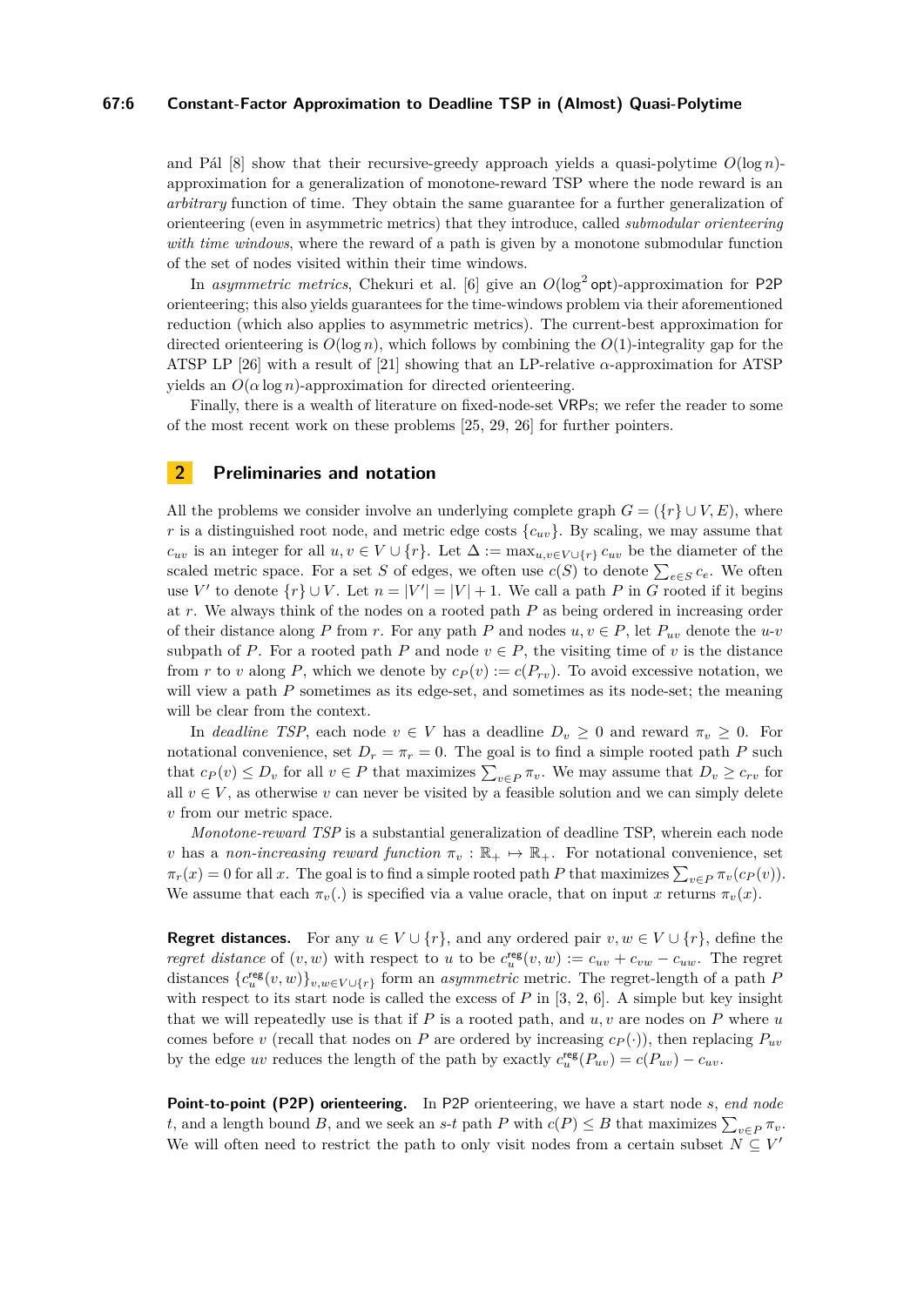and Pál [8] show that their recursive-greedy approach yields a quasi-polytime $O(\log n)$-approximation for a generalization of monotone-reward TSP where the node reward is an *arbitrary* function of time. They obtain the same guarantee for a further generalization of orienteering (even in asymmetric metrics) that they introduce, called *submodular orienteering with time windows*, where the reward of a path is given by a monotone submodular function of the set of nodes visited within their time windows.

In *asymmetric metrics*, Chekuri et al. [6] give an $O(\log^2 \mathsf{opt})$-approximation for P2P orienteering; this also yields guarantees for the time-windows problem via their aforementioned reduction (which also applies to asymmetric metrics). The current-best approximation for directed orienteering is $O(\log n)$, which follows by combining the $O(1)$-integrality gap for the ATSP LP [26] with a result of [21] showing that an LP-relative $\alpha$-approximation for ATSP yields an $O(\alpha \log n)$-approximation for directed orienteering.

Finally, there is a wealth of literature on fixed-node-set VRPs; we refer the reader to some of the most recent work on these problems [25, 29, 26] for further pointers.

## 2 Preliminaries and notation

All the problems we consider involve an underlying complete graph $G = (\{r\} \cup V, E)$, where $r$ is a distinguished root node, and metric edge costs $\{c_{uv}\}$. By scaling, we may assume that $c_{uv}$ is an integer for all $u, v \in V \cup \{r\}$. Let $\Delta := \max_{u,v \in V \cup \{r\}} c_{uv}$ be the diameter of the scaled metric space. For a set $S$ of edges, we often use $c(S)$ to denote $\sum_{e \in S} c_e$. We often use $V'$ to denote $\{r\} \cup V$. Let $n = |V'| = |V| + 1$. We call a path $P$ in $G$ rooted if it begins at $r$. We always think of the nodes on a rooted path $P$ as being ordered in increasing order of their distance along $P$ from $r$. For any path $P$ and nodes $u, v \in P$, let $P_{uv}$ denote the $u$-$v$ subpath of $P$. For a rooted path $P$ and node $v \in P$, the visiting time of $v$ is the distance from $r$ to $v$ along $P$, which we denote by $c_P(v) := c(P_{rv})$. To avoid excessive notation, we will view a path $P$ sometimes as its edge-set, and sometimes as its node-set; the meaning will be clear from the context.

In *deadline TSP*, each node $v \in V$ has a deadline $D_v \geq 0$ and reward $\pi_v \geq 0$. For notational convenience, set $D_r = \pi_r = 0$. The goal is to find a simple rooted path $P$ such that $c_P(v) \leq D_v$ for all $v \in P$ that maximizes $\sum_{v \in P} \pi_v$. We may assume that $D_v \geq c_{rv}$ for all $v \in V$, as otherwise $v$ can never be visited by a feasible solution and we can simply delete $v$ from our metric space.

*Monotone-reward TSP* is a substantial generalization of deadline TSP, wherein each node $v$ has a *non-increasing reward function* $\pi_v : \mathbb{R}_+ \mapsto \mathbb{R}_+$. For notational convenience, set $\pi_r(x) = 0$ for all $x$. The goal is to find a simple rooted path $P$ that maximizes $\sum_{v \in P} \pi_v(c_P(v))$. We assume that each $\pi_v(.)$ is specified via a value oracle, that on input $x$ returns $\pi_v(x)$.

**Regret distances.** For any $u \in V \cup \{r\}$, and any ordered pair $v, w \in V \cup \{r\}$, define the *regret distance* of $(v, w)$ with respect to $u$ to be $c^{\mathsf{reg}}_u(v, w) := c_{uv} + c_{vw} - c_{uw}$. The regret distances $\{c^{\mathsf{reg}}_u(v, w)\}_{v,w \in V \cup \{r\}}$ form an *asymmetric* metric. The regret-length of a path $P$ with respect to its start node is called the excess of $P$ in [3, 2, 6]. A simple but key insight that we will repeatedly use is that if $P$ is a rooted path, and $u, v$ are nodes on $P$ where $u$ comes before $v$ (recall that nodes on $P$ are ordered by increasing $c_P(\cdot)$), then replacing $P_{uv}$ by the edge $uv$ reduces the length of the path by exactly $c^{\mathsf{reg}}_u(P_{uv}) = c(P_{uv}) - c_{uv}$.

**Point-to-point (P2P) orienteering.** In P2P orienteering, we have a start node $s$, *end node* $t$, and a length bound $B$, and we seek an $s$-$t$ path $P$ with $c(P) \leq B$ that maximizes $\sum_{v \in P} \pi_v$. We will often need to restrict the path to only visit nodes from a certain subset $N \subseteq V'$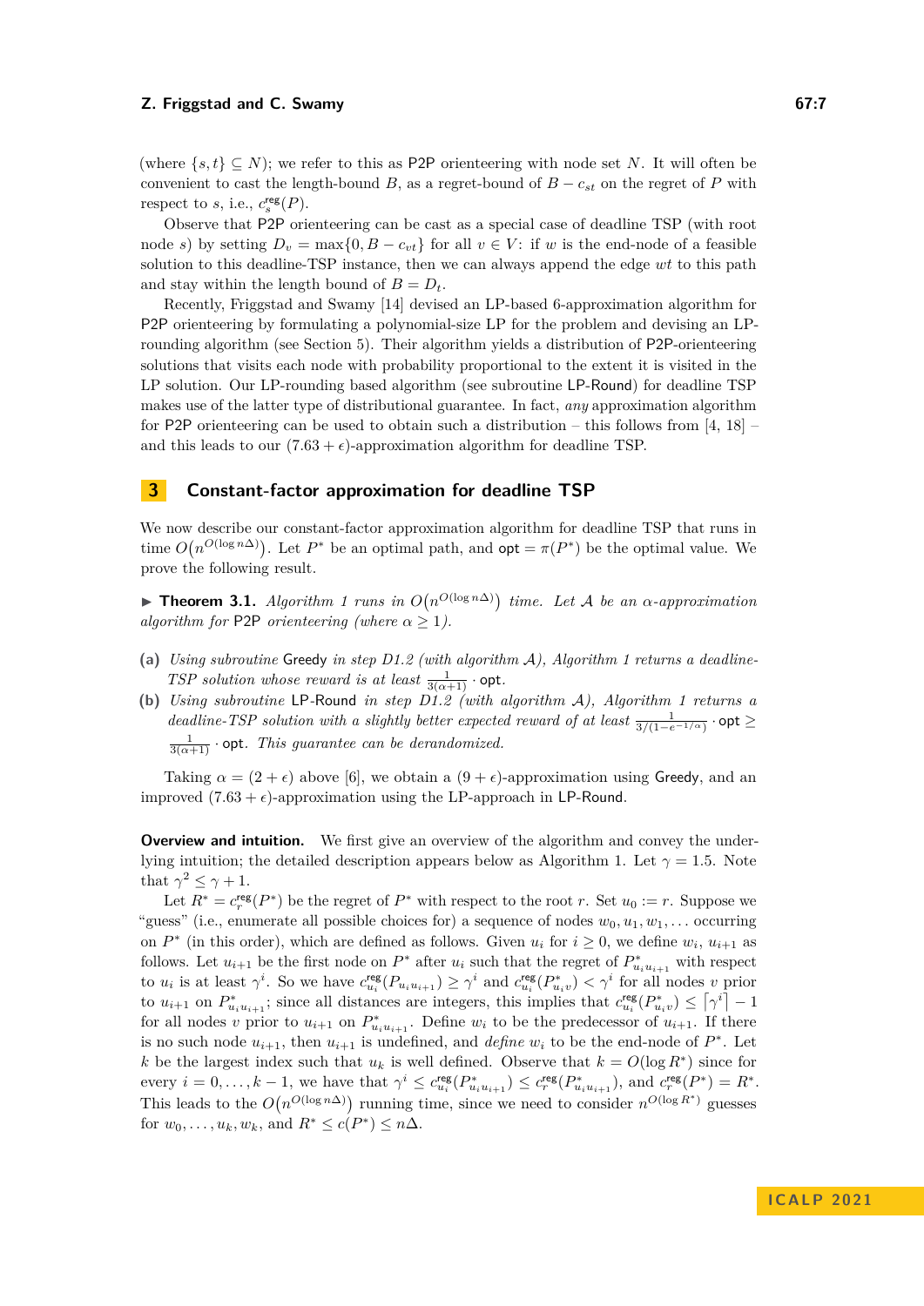(where $\{s,t\} \subseteq N$); we refer to this as P2P orienteering with node set $N$. It will often be convenient to cast the length-bound $B$, as a regret-bound of $B - c_{st}$ on the regret of $P$ with respect to $s$, i.e., $c^{\text{reg}}_s(P)$.

Observe that P2P orienteering can be cast as a special case of deadline TSP (with root node $s$) by setting $D_v = \max\{0, B - c_{vt}\}$ for all $v \in V$: if $w$ is the end-node of a feasible solution to this deadline-TSP instance, then we can always append the edge $wt$ to this path and stay within the length bound of $B = D_t$.

Recently, Friggstad and Swamy [14] devised an LP-based 6-approximation algorithm for P2P orienteering by formulating a polynomial-size LP for the problem and devising an LP-rounding algorithm (see Section 5). Their algorithm yields a distribution of P2P-orienteering solutions that visits each node with probability proportional to the extent it is visited in the LP solution. Our LP-rounding based algorithm (see subroutine LP-Round) for deadline TSP makes use of the latter type of distributional guarantee. In fact, *any* approximation algorithm for P2P orienteering can be used to obtain such a distribution – this follows from [4, 18] – and this leads to our $(7.63 + \epsilon)$-approximation algorithm for deadline TSP.

## 3 Constant-factor approximation for deadline TSP

We now describe our constant-factor approximation algorithm for deadline TSP that runs in time $O\big(n^{O(\log n\Delta)}\big)$. Let $P^*$ be an optimal path, and $\mathsf{opt} = \pi(P^*)$ be the optimal value. We prove the following result.

▶ **Theorem 3.1.** *Algorithm 1 runs in $O\big(n^{O(\log n\Delta)}\big)$ time. Let $\mathcal{A}$ be an $\alpha$-approximation algorithm for* P2P *orienteering (where $\alpha \geq 1$).*

**(a)** *Using subroutine* Greedy *in step D1.2 (with algorithm $\mathcal{A}$), Algorithm 1 returns a deadline-TSP solution whose reward is at least $\frac{1}{3(\alpha+1)} \cdot \mathsf{opt}$.*

**(b)** *Using subroutine* LP-Round *in step D1.2 (with algorithm $\mathcal{A}$), Algorithm 1 returns a deadline-TSP solution with a slightly better expected reward of at least $\frac{1}{3/(1-e^{-1/\alpha})} \cdot \mathsf{opt} \geq \frac{1}{3(\alpha+1)} \cdot \mathsf{opt}$. This guarantee can be derandomized.*

Taking $\alpha = (2 + \epsilon)$ above [6], we obtain a $(9 + \epsilon)$-approximation using Greedy, and an improved $(7.63 + \epsilon)$-approximation using the LP-approach in LP-Round.

**Overview and intuition.** We first give an overview of the algorithm and convey the underlying intuition; the detailed description appears below as Algorithm 1. Let $\gamma = 1.5$. Note that $\gamma^2 \leq \gamma + 1$.

Let $R^* = c^{\text{reg}}_r(P^*)$ be the regret of $P^*$ with respect to the root $r$. Set $u_0 := r$. Suppose we "guess" (i.e., enumerate all possible choices for) a sequence of nodes $w_0, u_1, w_1, \ldots$ occurring on $P^*$ (in this order), which are defined as follows. Given $u_i$ for $i \geq 0$, we define $w_i$, $u_{i+1}$ as follows. Let $u_{i+1}$ be the first node on $P^*$ after $u_i$ such that the regret of $P^*_{u_i u_{i+1}}$ with respect to $u_i$ is at least $\gamma^i$. So we have $c^{\text{reg}}_{u_i}(P_{u_i u_{i+1}}) \geq \gamma^i$ and $c^{\text{reg}}_{u_i}(P^*_{u_i v}) < \gamma^i$ for all nodes $v$ prior to $u_{i+1}$ on $P^*_{u_i u_{i+1}}$; since all distances are integers, this implies that $c^{\text{reg}}_{u_i}(P^*_{u_i v}) \leq \lceil \gamma^i \rceil - 1$ for all nodes $v$ prior to $u_{i+1}$ on $P^*_{u_i u_{i+1}}$. Define $w_i$ to be the predecessor of $u_{i+1}$. If there is no such node $u_{i+1}$, then $u_{i+1}$ is undefined, and *define* $w_i$ to be the end-node of $P^*$. Let $k$ be the largest index such that $u_k$ is well defined. Observe that $k = O(\log R^*)$ since for every $i = 0, \ldots, k-1$, we have that $\gamma^i \leq c^{\text{reg}}_{u_i}(P^*_{u_i u_{i+1}}) \leq c^{\text{reg}}_r(P^*_{u_i u_{i+1}})$, and $c^{\text{reg}}_r(P^*) = R^*$. This leads to the $O\big(n^{O(\log n\Delta)}\big)$ running time, since we need to consider $n^{O(\log R^*)}$ guesses for $w_0, \ldots, u_k, w_k$, and $R^* \leq c(P^*) \leq n\Delta$.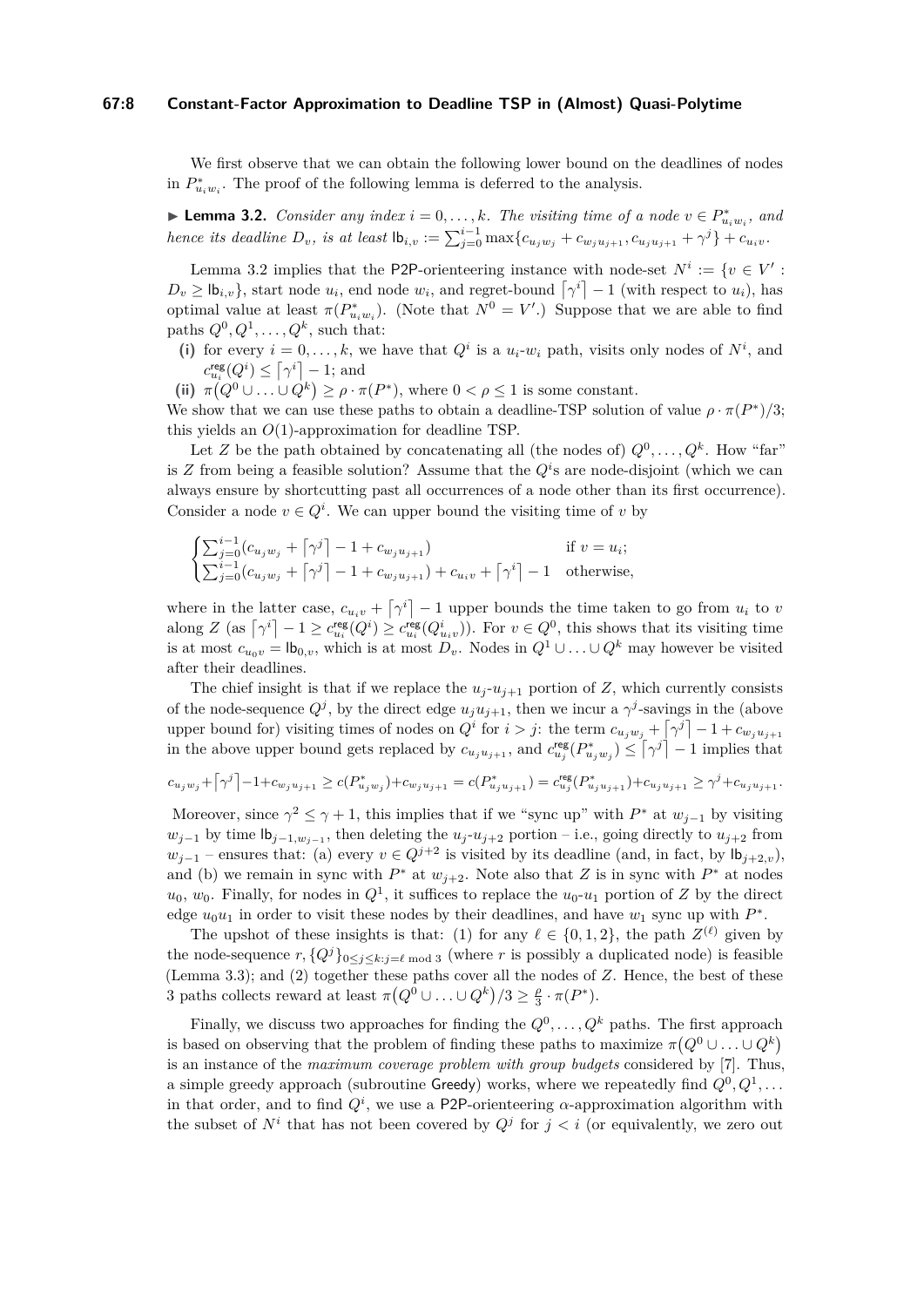We first observe that we can obtain the following lower bound on the deadlines of nodes in $P^*_{u_i w_i}$. The proof of the following lemma is deferred to the analysis.

▶ **Lemma 3.2.** *Consider any index $i = 0, \ldots, k$. The visiting time of a node $v \in P^*_{u_i w_i}$, and hence its deadline $D_v$, is at least $\mathsf{lb}_{i,v} := \sum_{j=0}^{i-1} \max\{c_{u_j w_j} + c_{w_j u_{j+1}}, c_{u_j u_{j+1}} + \gamma^j\} + c_{u_i v}$.*

Lemma 3.2 implies that the P2P-orienteering instance with node-set $N^i := \{v \in V' : D_v \geq \mathsf{lb}_{i,v}\}$, start node $u_i$, end node $w_i$, and regret-bound $\lceil \gamma^i \rceil - 1$ (with respect to $u_i$), has optimal value at least $\pi(P^*_{u_i w_i})$. (Note that $N^0 = V'$.) Suppose that we are able to find paths $Q^0, Q^1, \ldots, Q^k$, such that:

**(i)** for every $i = 0, \ldots, k$, we have that $Q^i$ is a $u_i$-$w_i$ path, visits only nodes of $N^i$, and $c^{\mathsf{reg}}_{u_i}(Q^i) \leq \lceil \gamma^i \rceil - 1$; and

**(ii)** $\pi(Q^0 \cup \ldots \cup Q^k) \geq \rho \cdot \pi(P^*)$, where $0 < \rho \leq 1$ is some constant.

We show that we can use these paths to obtain a deadline-TSP solution of value $\rho \cdot \pi(P^*)/3$; this yields an $O(1)$-approximation for deadline TSP.

Let $Z$ be the path obtained by concatenating all (the nodes of) $Q^0, \ldots, Q^k$. How "far" is $Z$ from being a feasible solution? Assume that the $Q^i$s are node-disjoint (which we can always ensure by shortcutting past all occurrences of a node other than its first occurrence). Consider a node $v \in Q^i$. We can upper bound the visiting time of $v$ by

$$\begin{cases} \sum_{j=0}^{i-1}(c_{u_j w_j} + \lceil \gamma^j \rceil - 1 + c_{w_j u_{j+1}}) & \text{if } v = u_i; \\ \sum_{j=0}^{i-1}(c_{u_j w_j} + \lceil \gamma^j \rceil - 1 + c_{w_j u_{j+1}}) + c_{u_i v} + \lceil \gamma^i \rceil - 1 & \text{otherwise,} \end{cases}$$

where in the latter case, $c_{u_i v} + \lceil \gamma^i \rceil - 1$ upper bounds the time taken to go from $u_i$ to $v$ along $Z$ (as $\lceil \gamma^i \rceil - 1 \geq c^{\mathsf{reg}}_{u_i}(Q^i) \geq c^{\mathsf{reg}}_{u_i}(Q^i_{u_i v})$). For $v \in Q^0$, this shows that its visiting time is at most $c_{u_0 v} = \mathsf{lb}_{0,v}$, which is at most $D_v$. Nodes in $Q^1 \cup \ldots \cup Q^k$ may however be visited after their deadlines.

The chief insight is that if we replace the $u_j$-$u_{j+1}$ portion of $Z$, which currently consists of the node-sequence $Q^j$, by the direct edge $u_j u_{j+1}$, then we incur a $\gamma^j$-savings in the (above upper bound for) visiting times of nodes on $Q^i$ for $i > j$: the term $c_{u_j w_j} + \lceil \gamma^j \rceil - 1 + c_{w_j u_{j+1}}$ in the above upper bound gets replaced by $c_{u_j u_{j+1}}$, and $c^{\mathsf{reg}}_{u_j}(P^*_{u_j w_j}) \leq \lceil \gamma^j \rceil - 1$ implies that

$$c_{u_j w_j} + \lceil \gamma^j \rceil - 1 + c_{w_j u_{j+1}} \geq c(P^*_{u_j w_j}) + c_{w_j u_{j+1}} = c(P^*_{u_j u_{j+1}}) = c^{\mathsf{reg}}_{u_j}(P^*_{u_j u_{j+1}}) + c_{u_j u_{j+1}} \geq \gamma^j + c_{u_j u_{j+1}}.$$

Moreover, since $\gamma^2 \leq \gamma + 1$, this implies that if we "sync up" with $P^*$ at $w_{j-1}$ by visiting $w_{j-1}$ by time $\mathsf{lb}_{j-1, w_{j-1}}$, then deleting the $u_j$-$u_{j+2}$ portion – i.e., going directly to $u_{j+2}$ from $w_{j-1}$ – ensures that: (a) every $v \in Q^{j+2}$ is visited by its deadline (and, in fact, by $\mathsf{lb}_{j+2,v}$), and (b) we remain in sync with $P^*$ at $w_{j+2}$. Note also that $Z$ is in sync with $P^*$ at nodes $u_0$, $w_0$. Finally, for nodes in $Q^1$, it suffices to replace the $u_0$-$u_1$ portion of $Z$ by the direct edge $u_0 u_1$ in order to visit these nodes by their deadlines, and have $w_1$ sync up with $P^*$.

The upshot of these insights is that: (1) for any $\ell \in \{0, 1, 2\}$, the path $Z^{(\ell)}$ given by the node-sequence $r, \{Q^j\}_{0 \leq j \leq k : j = \ell \bmod 3}$ (where $r$ is possibly a duplicated node) is feasible (Lemma 3.3); and (2) together these paths cover all the nodes of $Z$. Hence, the best of these 3 paths collects reward at least $\pi(Q^0 \cup \ldots \cup Q^k)/3 \geq \frac{\rho}{3} \cdot \pi(P^*)$.

Finally, we discuss two approaches for finding the $Q^0, \ldots, Q^k$ paths. The first approach is based on observing that the problem of finding these paths to maximize $\pi(Q^0 \cup \ldots \cup Q^k)$ is an instance of the *maximum coverage problem with group budgets* considered by [7]. Thus, a simple greedy approach (subroutine Greedy) works, where we repeatedly find $Q^0, Q^1, \ldots$ in that order, and to find $Q^i$, we use a P2P-orienteering $\alpha$-approximation algorithm with the subset of $N^i$ that has not been covered by $Q^j$ for $j < i$ (or equivalently, we zero out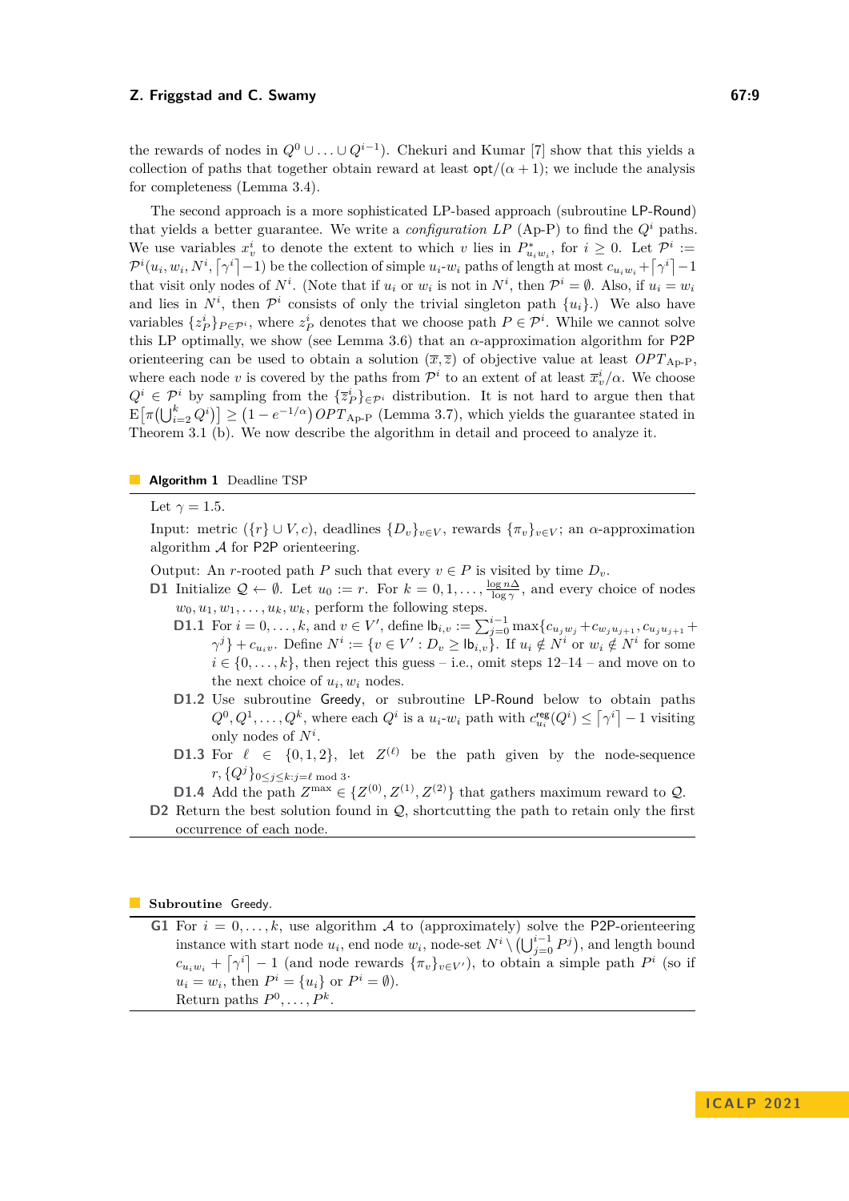the rewards of nodes in $Q^0 \cup \ldots \cup Q^{i-1}$). Chekuri and Kumar [7] show that this yields a collection of paths that together obtain reward at least $\mathsf{opt}/(\alpha+1)$; we include the analysis for completeness (Lemma 3.4).

The second approach is a more sophisticated LP-based approach (subroutine LP-Round) that yields a better guarantee. We write a *configuration LP* (Ap-P) to find the $Q^i$ paths. We use variables $x^i_v$ to denote the extent to which $v$ lies in $P^*_{u_i w_i}$, for $i \geq 0$. Let $\mathcal{P}^i := \mathcal{P}^i(u_i, w_i, N^i, \lceil \gamma^i \rceil - 1)$ be the collection of simple $u_i$-$w_i$ paths of length at most $c_{u_i w_i} + \lceil \gamma^i \rceil - 1$ that visit only nodes of $N^i$. (Note that if $u_i$ or $w_i$ is not in $N^i$, then $\mathcal{P}^i = \emptyset$. Also, if $u_i = w_i$ and lies in $N^i$, then $\mathcal{P}^i$ consists of only the trivial singleton path $\{u_i\}$.) We also have variables $\{z^i_P\}_{P \in \mathcal{P}^i}$, where $z^i_P$ denotes that we choose path $P \in \mathcal{P}^i$. While we cannot solve this LP optimally, we show (see Lemma 3.6) that an $\alpha$-approximation algorithm for P2P orienteering can be used to obtain a solution $(\overline{x}, \overline{z})$ of objective value at least $OPT_{\text{Ap-P}}$, where each node $v$ is covered by the paths from $\mathcal{P}^i$ to an extent of at least $\overline{x}^i_v/\alpha$. We choose $Q^i \in \mathcal{P}^i$ by sampling from the $\{\overline{z}^i_P\}_{P \in \mathcal{P}^i}$ distribution. It is not hard to argue then that $\mathrm{E}\big[\pi(\bigcup_{i=2}^k Q^i)\big] \geq \big(1 - e^{-1/\alpha}\big) OPT_{\text{Ap-P}}$ (Lemma 3.7), which yields the guarantee stated in Theorem 3.1 (b). We now describe the algorithm in detail and proceed to analyze it.

**Algorithm 1** Deadline TSP

Let $\gamma = 1.5$.

Input: metric $(\{r\} \cup V, c)$, deadlines $\{D_v\}_{v \in V}$, rewards $\{\pi_v\}_{v \in V}$; an $\alpha$-approximation algorithm $\mathcal{A}$ for P2P orienteering.

Output: An $r$-rooted path $P$ such that every $v \in P$ is visited by time $D_v$.

**D1** Initialize $\mathcal{Q} \leftarrow \emptyset$. Let $u_0 := r$. For $k = 0, 1, \ldots, \frac{\log n\Delta}{\log \gamma}$, and every choice of nodes $w_0, u_1, w_1, \ldots, u_k, w_k$, perform the following steps.

- **D1.1** For $i = 0, \ldots, k$, and $v \in V'$, define $\mathsf{lb}_{i,v} := \sum_{j=0}^{i-1} \max\{c_{u_j w_j} + c_{w_j u_{j+1}}, c_{u_j u_{j+1}} + \gamma^j\} + c_{u_i v}$. Define $N^i := \{v \in V' : D_v \geq \mathsf{lb}_{i,v}\}$. If $u_i \notin N^i$ or $w_i \notin N^i$ for some $i \in \{0, \ldots, k\}$, then reject this guess – i.e., omit steps 12–14 – and move on to the next choice of $u_i, w_i$ nodes.
- **D1.2** Use subroutine Greedy, or subroutine LP-Round below to obtain paths $Q^0, Q^1, \ldots, Q^k$, where each $Q^i$ is a $u_i$-$w_i$ path with $c^{\mathsf{reg}}_{u_i}(Q^i) \leq \lceil \gamma^i \rceil - 1$ visiting only nodes of $N^i$.
- **D1.3** For $\ell \in \{0, 1, 2\}$, let $Z^{(\ell)}$ be the path given by the node-sequence $r, \{Q^j\}_{0 \leq j \leq k : j = \ell \bmod 3}$.
- **D1.4** Add the path $Z^{\max} \in \{Z^{(0)}, Z^{(1)}, Z^{(2)}\}$ that gathers maximum reward to $\mathcal{Q}$.

**D2** Return the best solution found in $\mathcal{Q}$, shortcutting the path to retain only the first occurrence of each node.

**Subroutine** Greedy.

**G1** For $i = 0, \ldots, k$, use algorithm $\mathcal{A}$ to (approximately) solve the P2P-orienteering instance with start node $u_i$, end node $w_i$, node-set $N^i \setminus \big(\bigcup_{j=0}^{i-1} P^j\big)$, and length bound $c_{u_i w_i} + \lceil \gamma^i \rceil - 1$ (and node rewards $\{\pi_v\}_{v \in V'}$), to obtain a simple path $P^i$ (so if $u_i = w_i$, then $P^i = \{u_i\}$ or $P^i = \emptyset$).
Return paths $P^0, \ldots, P^k$.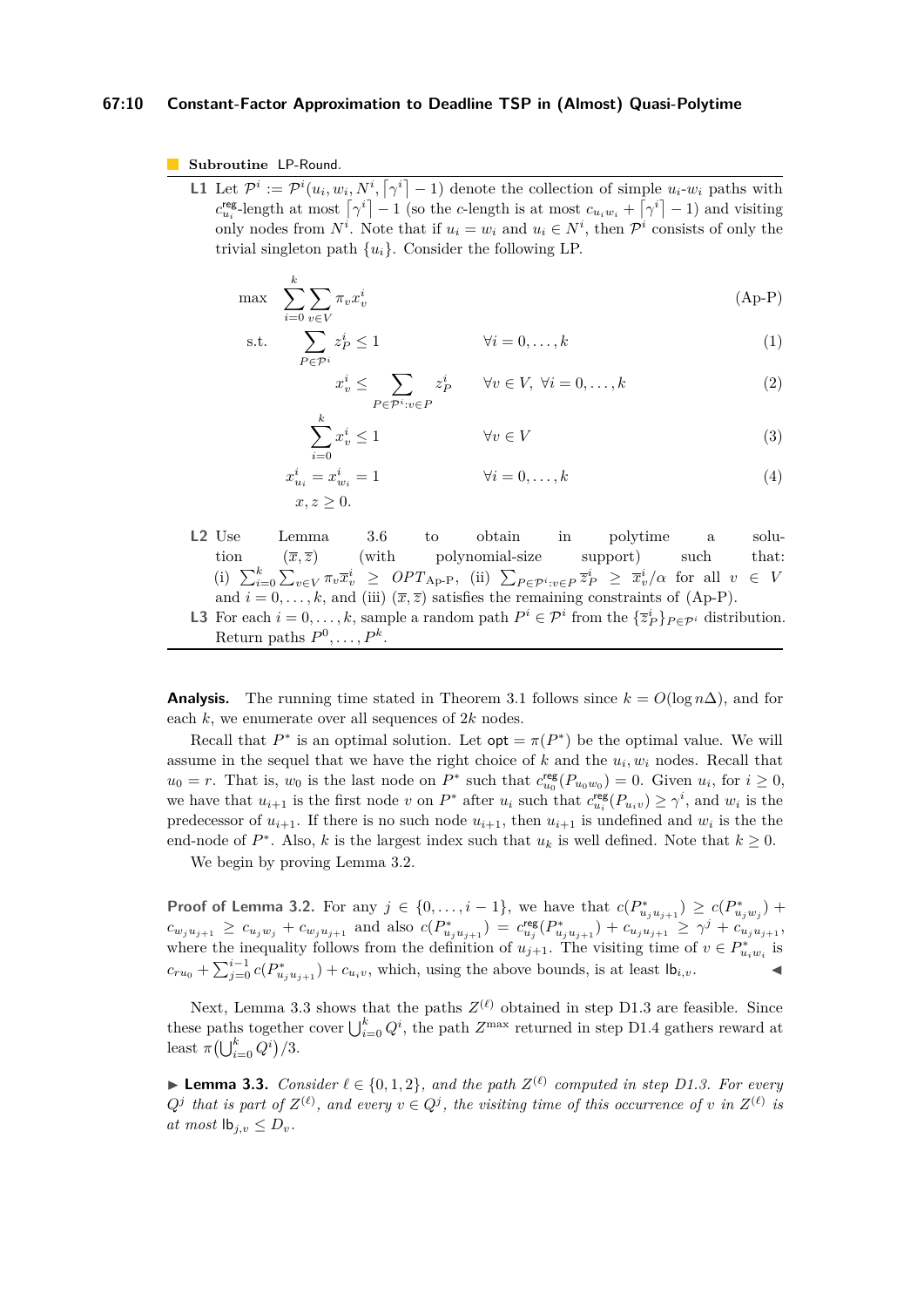**Subroutine** LP-Round.

**L1** Let $\mathcal{P}^i := \mathcal{P}^i(u_i, w_i, N^i, \lceil \gamma^i \rceil - 1)$ denote the collection of simple $u_i$-$w_i$ paths with $c^{\mathsf{reg}}_{u_i}$-length at most $\lceil \gamma^i \rceil - 1$ (so the $c$-length is at most $c_{u_i w_i} + \lceil \gamma^i \rceil - 1$) and visiting only nodes from $N^i$. Note that if $u_i = w_i$ and $u_i \in N^i$, then $\mathcal{P}^i$ consists of only the trivial singleton path $\{u_i\}$. Consider the following LP.

$$\max \quad \sum_{i=0}^{k} \sum_{v \in V} \pi_v x_v^i \tag{Ap-P}$$

$$\text{s.t.} \quad \sum_{P \in \mathcal{P}^i} z_P^i \leq 1 \qquad \forall i = 0, \ldots, k \tag{1}$$

$$x_v^i \leq \sum_{P \in \mathcal{P}^i : v \in P} z_P^i \qquad \forall v \in V, \ \forall i = 0, \ldots, k \tag{2}$$

$$\sum_{i=0}^{k} x_v^i \leq 1 \qquad \forall v \in V \tag{3}$$

$$x_{u_i}^i = x_{w_i}^i = 1 \qquad \forall i = 0, \ldots, k \tag{4}$$

$$x, z \geq 0.$$

**L2** Use Lemma 3.6 to obtain in polytime a solution $(\overline{x}, \overline{z})$ (with polynomial-size support) such that: (i) $\sum_{i=0}^{k} \sum_{v \in V} \pi_v \overline{x}_v^i \geq OPT_{\text{Ap-P}}$, (ii) $\sum_{P \in \mathcal{P}^i : v \in P} \overline{z}_P^i \geq \overline{x}_v^i / \alpha$ for all $v \in V$ and $i = 0, \ldots, k$, and (iii) $(\overline{x}, \overline{z})$ satisfies the remaining constraints of (Ap-P).

**L3** For each $i = 0, \ldots, k$, sample a random path $P^i \in \mathcal{P}^i$ from the $\{\overline{z}_P^i\}_{P \in \mathcal{P}^i}$ distribution. Return paths $P^0, \ldots, P^k$.

**Analysis.** The running time stated in Theorem 3.1 follows since $k = O(\log n\Delta)$, and for each $k$, we enumerate over all sequences of $2k$ nodes.

Recall that $P^*$ is an optimal solution. Let $\mathsf{opt} = \pi(P^*)$ be the optimal value. We will assume in the sequel that we have the right choice of $k$ and the $u_i, w_i$ nodes. Recall that $u_0 = r$. That is, $w_0$ is the last node on $P^*$ such that $c^{\mathsf{reg}}_{u_0}(P_{u_0 w_0}) = 0$. Given $u_i$, for $i \geq 0$, we have that $u_{i+1}$ is the first node $v$ on $P^*$ after $u_i$ such that $c^{\mathsf{reg}}_{u_i}(P_{u_i v}) \geq \gamma^i$, and $w_i$ is the predecessor of $u_{i+1}$. If there is no such node $u_{i+1}$, then $u_{i+1}$ is undefined and $w_i$ is the the end-node of $P^*$. Also, $k$ is the largest index such that $u_k$ is well defined. Note that $k \geq 0$.

We begin by proving Lemma 3.2.

**Proof of Lemma 3.2.** For any $j \in \{0, \ldots, i-1\}$, we have that $c(P^*_{u_j u_{j+1}}) \geq c(P^*_{u_j w_j}) + c_{w_j u_{j+1}} \geq c_{u_j w_j} + c_{w_j u_{j+1}}$ and also $c(P^*_{u_j u_{j+1}}) = c^{\mathsf{reg}}_{u_j}(P^*_{u_j u_{j+1}}) + c_{u_j u_{j+1}} \geq \gamma^j + c_{u_j u_{j+1}}$, where the inequality follows from the definition of $u_{j+1}$. The visiting time of $v \in P^*_{u_i w_i}$ is $c_{r u_0} + \sum_{j=0}^{i-1} c(P^*_{u_j u_{j+1}}) + c_{u_i v}$, which, using the above bounds, is at least $\mathsf{lb}_{i,v}$. ◀

Next, Lemma 3.3 shows that the paths $Z^{(\ell)}$ obtained in step D1.3 are feasible. Since these paths together cover $\bigcup_{i=0}^{k} Q^i$, the path $Z^{\max}$ returned in step D1.4 gathers reward at least $\pi\big(\bigcup_{i=0}^{k} Q^i\big)/3$.

▶ **Lemma 3.3.** *Consider $\ell \in \{0, 1, 2\}$, and the path $Z^{(\ell)}$ computed in step D1.3. For every $Q^j$ that is part of $Z^{(\ell)}$, and every $v \in Q^j$, the visiting time of this occurrence of $v$ in $Z^{(\ell)}$ is at most $\mathsf{lb}_{j,v} \leq D_v$.*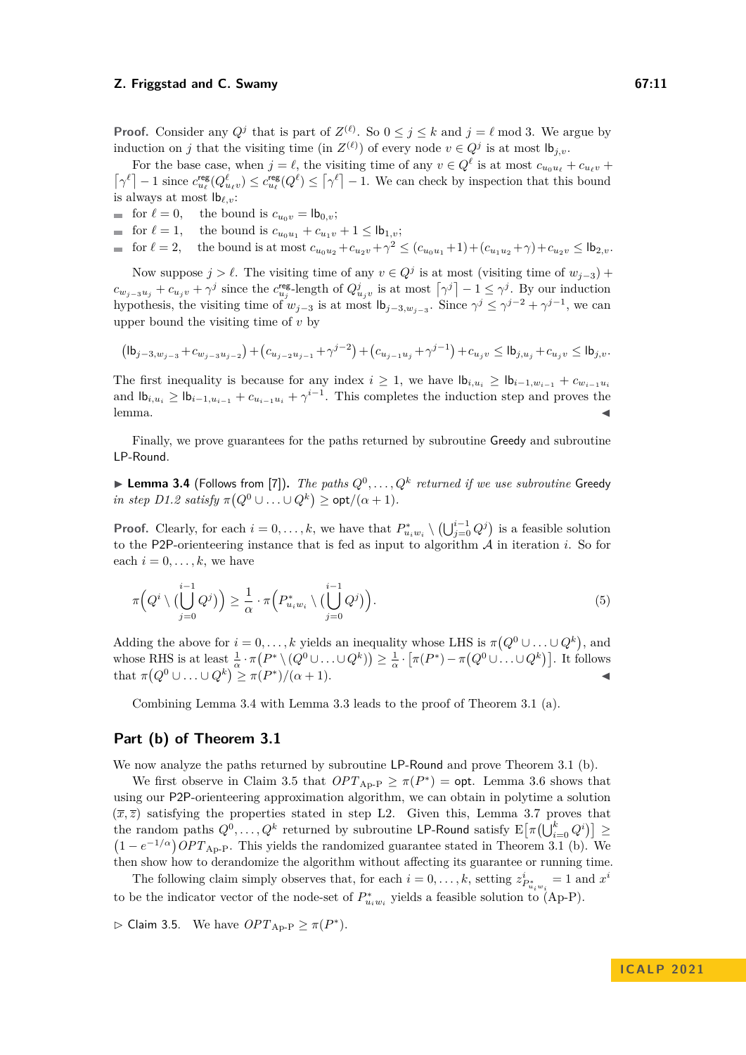**Proof.** Consider any $Q^j$ that is part of $Z^{(\ell)}$. So $0 \leq j \leq k$ and $j = \ell \bmod 3$. We argue by induction on $j$ that the visiting time (in $Z^{(\ell)}$) of every node $v \in Q^j$ is at most $\mathsf{lb}_{j,v}$.

For the base case, when $j = \ell$, the visiting time of any $v \in Q^\ell$ is at most $c_{u_0 u_\ell} + c_{u_\ell v} + \lceil \gamma^\ell \rceil - 1$ since $c^{\mathsf{reg}}_{u_\ell}(Q^\ell_{u_\ell v}) \leq c^{\mathsf{reg}}_{u_\ell}(Q^\ell) \leq \lceil \gamma^\ell \rceil - 1$. We can check by inspection that this bound is always at most $\mathsf{lb}_{\ell,v}$:

- for $\ell = 0$, the bound is $c_{u_0 v} = \mathsf{lb}_{0,v}$;
- for $\ell = 1$, the bound is $c_{u_0 u_1} + c_{u_1 v} + 1 \leq \mathsf{lb}_{1,v}$;
- for $\ell = 2$, the bound is at most $c_{u_0 u_2} + c_{u_2 v} + \gamma^2 \leq (c_{u_0 u_1} + 1) + (c_{u_1 u_2} + \gamma) + c_{u_2 v} \leq \mathsf{lb}_{2,v}$.

Now suppose $j > \ell$. The visiting time of any $v \in Q^j$ is at most (visiting time of $w_{j-3}$) + $c_{w_{j-3} u_j} + c_{u_j v} + \gamma^j$ since the $c^{\mathsf{reg}}_{u_j}$-length of $Q^j_{u_j v}$ is at most $\lceil \gamma^j \rceil - 1 \leq \gamma^j$. By our induction hypothesis, the visiting time of $w_{j-3}$ is at most $\mathsf{lb}_{j-3, w_{j-3}}$. Since $\gamma^j \leq \gamma^{j-2} + \gamma^{j-1}$, we can upper bound the visiting time of $v$ by

$$\left(\mathsf{lb}_{j-3,w_{j-3}} + c_{w_{j-3} u_{j-2}}\right) + \left(c_{u_{j-2} u_{j-1}} + \gamma^{j-2}\right) + \left(c_{u_{j-1} u_j} + \gamma^{j-1}\right) + c_{u_j v} \leq \mathsf{lb}_{j,u_j} + c_{u_j v} \leq \mathsf{lb}_{j,v}.$$

The first inequality is because for any index $i \geq 1$, we have $\mathsf{lb}_{i,u_i} \geq \mathsf{lb}_{i-1,w_{i-1}} + c_{w_{i-1} u_i}$ and $\mathsf{lb}_{i,u_i} \geq \mathsf{lb}_{i-1,u_{i-1}} + c_{u_{i-1} u_i} + \gamma^{i-1}$. This completes the induction step and proves the lemma. ◀

Finally, we prove guarantees for the paths returned by subroutine Greedy and subroutine LP-Round.

▶ **Lemma 3.4** (Follows from [7]). *The paths $Q^0, \ldots, Q^k$ returned if we use subroutine* Greedy *in step D1.2 satisfy $\pi(Q^0 \cup \ldots \cup Q^k) \geq \mathsf{opt}/(\alpha + 1)$.*

**Proof.** Clearly, for each $i = 0, \ldots, k$, we have that $P^*_{u_i w_i} \setminus \left(\bigcup_{j=0}^{i-1} Q^j\right)$ is a feasible solution to the P2P-orienteering instance that is fed as input to algorithm $\mathcal{A}$ in iteration $i$. So for each $i = 0, \ldots, k$, we have

$$\pi\Big(Q^i \setminus \big(\bigcup_{j=0}^{i-1} Q^j\big)\Big) \geq \frac{1}{\alpha} \cdot \pi\Big(P^*_{u_i w_i} \setminus \big(\bigcup_{j=0}^{i-1} Q^j\big)\Big). \tag{5}$$

Adding the above for $i = 0, \ldots, k$ yields an inequality whose LHS is $\pi\big(Q^0 \cup \ldots \cup Q^k\big)$, and whose RHS is at least $\frac{1}{\alpha} \cdot \pi\big(P^* \setminus (Q^0 \cup \ldots \cup Q^k)\big) \geq \frac{1}{\alpha} \cdot \big[\pi(P^*) - \pi\big(Q^0 \cup \ldots \cup Q^k\big)\big]$. It follows that $\pi\big(Q^0 \cup \ldots \cup Q^k\big) \geq \pi(P^*)/(\alpha + 1)$. ◀

Combining Lemma 3.4 with Lemma 3.3 leads to the proof of Theorem 3.1 (a).

## Part (b) of Theorem 3.1

We now analyze the paths returned by subroutine LP-Round and prove Theorem 3.1 (b).

We first observe in Claim 3.5 that $OPT_{\text{Ap-P}} \geq \pi(P^*) = \mathsf{opt}$. Lemma 3.6 shows that using our P2P-orienteering approximation algorithm, we can obtain in polytime a solution $(\overline{x}, \overline{z})$ satisfying the properties stated in step L2. Given this, Lemma 3.7 proves that the random paths $Q^0, \ldots, Q^k$ returned by subroutine LP-Round satisfy $\mathrm{E}\big[\pi\big(\bigcup_{i=0}^k Q^i\big)\big] \geq \big(1 - e^{-1/\alpha}\big) OPT_{\text{Ap-P}}$. This yields the randomized guarantee stated in Theorem 3.1 (b). We then show how to derandomize the algorithm without affecting its guarantee or running time.

The following claim simply observes that, for each $i = 0, \ldots, k$, setting $z^i_{P^*_{u_i w_i}} = 1$ and $x^i$ to be the indicator vector of the node-set of $P^*_{u_i w_i}$ yields a feasible solution to (Ap-P).

▷ Claim 3.5. We have $OPT_{\text{Ap-P}} \geq \pi(P^*)$.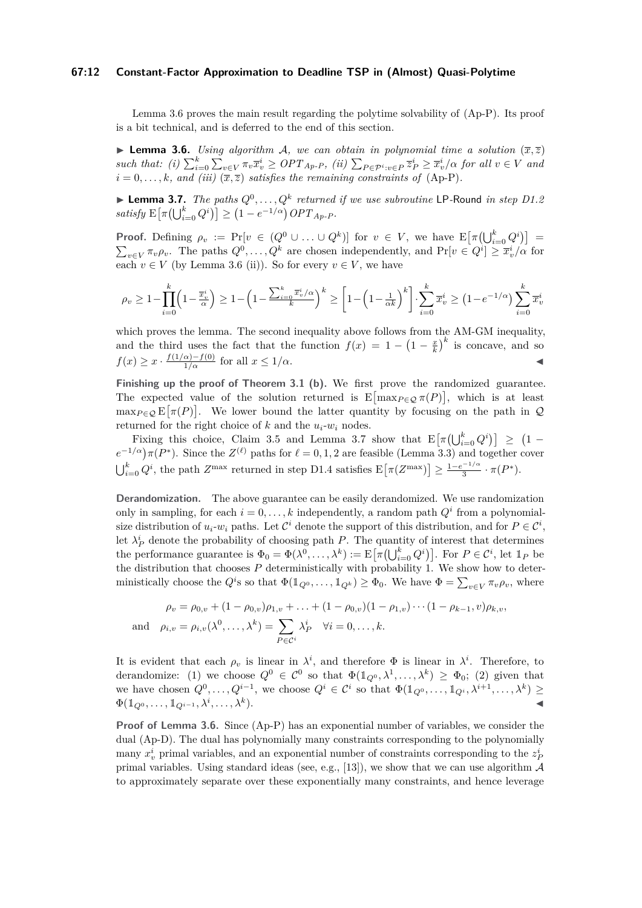Lemma 3.6 proves the main result regarding the polytime solvability of (Ap-P). Its proof is a bit technical, and is deferred to the end of this section.

▶ **Lemma 3.6.** *Using algorithm $\mathcal{A}$, we can obtain in polynomial time a solution $(\overline{x}, \overline{z})$ such that: (i) $\sum_{i=0}^{k}\sum_{v\in V}\pi_v\overline{x}_v^i \geq OPT_{Ap\text{-}P}$, (ii) $\sum_{P\in\mathcal{P}^i:v\in P}\overline{z}_P^i \geq \overline{x}_v^i/\alpha$ for all $v \in V$ and $i = 0,\ldots,k$, and (iii) $(\overline{x}, \overline{z})$ satisfies the remaining constraints of* (Ap-P).

▶ **Lemma 3.7.** *The paths $Q^0,\ldots,Q^k$ returned if we use subroutine* LP-Round *in step D1.2 satisfy $\mathrm{E}\big[\pi\big(\bigcup_{i=0}^{k}Q^i\big)\big] \geq \big(1-e^{-1/\alpha}\big)\,OPT_{Ap\text{-}P}$.*

**Proof.** Defining $\rho_v := \Pr[v \in (Q^0 \cup \ldots \cup Q^k)]$ for $v \in V$, we have $\mathrm{E}\big[\pi\big(\bigcup_{i=0}^{k}Q^i\big)\big] = \sum_{v\in V}\pi_v\rho_v$. The paths $Q^0,\ldots,Q^k$ are chosen independently, and $\Pr[v \in Q^i] \geq \overline{x}_v^i/\alpha$ for each $v \in V$ (by Lemma 3.6 (ii)). So for every $v \in V$, we have

$$\rho_v \geq 1-\prod_{i=0}^{k}\Big(1-\tfrac{\overline{x}_v^i}{\alpha}\Big) \geq 1-\Big(1-\tfrac{\sum_{i=0}^{k}\overline{x}_v^i/\alpha}{k}\Big)^k \geq \Big[1-\Big(1-\tfrac{1}{\alpha k}\Big)^k\Big]\cdot\sum_{i=0}^{k}\overline{x}_v^i \geq \big(1-e^{-1/\alpha}\big)\sum_{i=0}^{k}\overline{x}_v^i$$

which proves the lemma. The second inequality above follows from the AM-GM inequality, and the third uses the fact that the function $f(x) = 1-\big(1-\frac{x}{k}\big)^k$ is concave, and so $f(x) \geq x\cdot\frac{f(1/\alpha)-f(0)}{1/\alpha}$ for all $x \leq 1/\alpha$. ◀

**Finishing up the proof of Theorem 3.1 (b).** We first prove the randomized guarantee. The expected value of the solution returned is $\mathrm{E}\big[\max_{P\in\mathcal{Q}}\pi(P)\big]$, which is at least $\max_{P\in\mathcal{Q}}\mathrm{E}\big[\pi(P)\big]$. We lower bound the latter quantity by focusing on the path in $\mathcal{Q}$ returned for the right choice of $k$ and the $u_i$-$w_i$ nodes.

Fixing this choice, Claim 3.5 and Lemma 3.7 show that $\mathrm{E}\big[\pi\big(\bigcup_{i=0}^{k}Q^i\big)\big] \geq \big(1-e^{-1/\alpha}\big)\pi(P^*)$. Since the $Z^{(\ell)}$ paths for $\ell = 0,1,2$ are feasible (Lemma 3.3) and together cover $\bigcup_{i=0}^{k}Q^i$, the path $Z^{\max}$ returned in step D1.4 satisfies $\mathrm{E}\big[\pi(Z^{\max})\big] \geq \frac{1-e^{-1/\alpha}}{3}\cdot\pi(P^*)$.

**Derandomization.** The above guarantee can be easily derandomized. We use randomization only in sampling, for each $i = 0,\ldots,k$ independently, a random path $Q^i$ from a polynomial-size distribution of $u_i$-$w_i$ paths. Let $\mathcal{C}^i$ denote the support of this distribution, and for $P \in \mathcal{C}^i$, let $\lambda_P^i$ denote the probability of choosing path $P$. The quantity of interest that determines the performance guarantee is $\Phi_0 = \Phi(\lambda^0,\ldots,\lambda^k) := \mathrm{E}\big[\pi\big(\bigcup_{i=0}^{k}Q^i\big)\big]$. For $P \in \mathcal{C}^i$, let $\mathbb{1}_P$ be the distribution that chooses $P$ deterministically with probability 1. We show how to deterministically choose the $Q^i$s so that $\Phi(\mathbb{1}_{Q^0},\ldots,\mathbb{1}_{Q^k}) \geq \Phi_0$. We have $\Phi = \sum_{v\in V}\pi_v\rho_v$, where

$$\rho_v = \rho_{0,v} + (1-\rho_{0,v})\rho_{1,v} + \ldots + (1-\rho_{0,v})(1-\rho_{1,v})\cdots(1-\rho_{k-1},v)\rho_{k,v},$$

$$\text{and}\quad \rho_{i,v} = \rho_{i,v}(\lambda^0,\ldots,\lambda^k) = \sum_{P\in\mathcal{C}^i}\lambda_P^i \quad \forall i = 0,\ldots,k.$$

It is evident that each $\rho_v$ is linear in $\lambda^i$, and therefore $\Phi$ is linear in $\lambda^i$. Therefore, to derandomize: (1) we choose $Q^0 \in \mathcal{C}^0$ so that $\Phi(\mathbb{1}_{Q^0},\lambda^1,\ldots,\lambda^k) \geq \Phi_0$; (2) given that we have chosen $Q^0,\ldots,Q^{i-1}$, we choose $Q^i \in \mathcal{C}^i$ so that $\Phi(\mathbb{1}_{Q^0},\ldots,\mathbb{1}_{Q^i},\lambda^{i+1},\ldots,\lambda^k) \geq \Phi(\mathbb{1}_{Q^0},\ldots,\mathbb{1}_{Q^{i-1}},\lambda^i,\ldots,\lambda^k)$. ◀

**Proof of Lemma 3.6.** Since (Ap-P) has an exponential number of variables, we consider the dual (Ap-D). The dual has polynomially many constraints corresponding to the polynomially many $x_v^i$ primal variables, and an exponential number of constraints corresponding to the $z_P^i$ primal variables. Using standard ideas (see, e.g., [13]), we show that we can use algorithm $\mathcal{A}$ to approximately separate over these exponentially many constraints, and hence leverage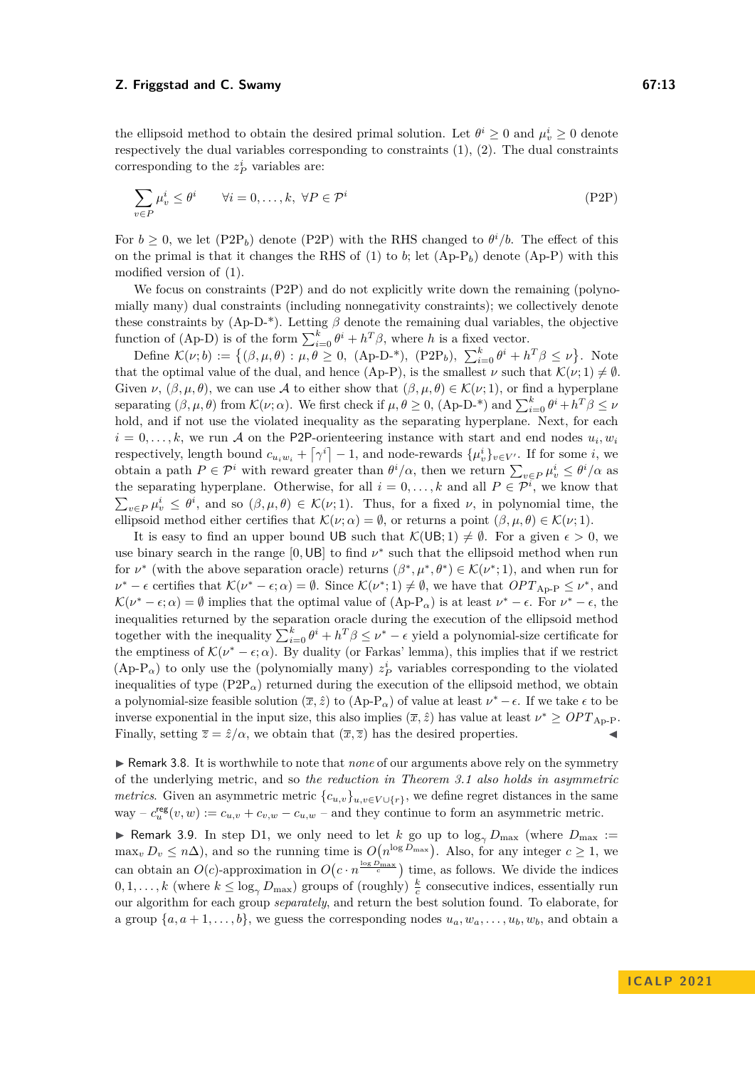the ellipsoid method to obtain the desired primal solution. Let $\theta^i \geq 0$ and $\mu_v^i \geq 0$ denote respectively the dual variables corresponding to constraints (1), (2). The dual constraints corresponding to the $z_P^i$ variables are:

$$\sum_{v \in P} \mu_v^i \leq \theta^i \qquad \forall i = 0, \ldots, k, \ \forall P \in \mathcal{P}^i \tag{P2P}$$

For $b \geq 0$, we let (P2P$_b$) denote (P2P) with the RHS changed to $\theta^i/b$. The effect of this on the primal is that it changes the RHS of (1) to $b$; let (Ap-P$_b$) denote (Ap-P) with this modified version of (1).

We focus on constraints (P2P) and do not explicitly write down the remaining (polynomially many) dual constraints (including nonnegativity constraints); we collectively denote these constraints by (Ap-D-\*). Letting $\beta$ denote the remaining dual variables, the objective function of (Ap-D) is of the form $\sum_{i=0}^k \theta^i + h^T\beta$, where $h$ is a fixed vector.

Define $\mathcal{K}(\nu; b) := \big\{(\beta, \mu, \theta) : \mu, \theta \geq 0, \ \text{(Ap-D-*)}, \ \text{(P2P}_b), \ \sum_{i=0}^k \theta^i + h^T\beta \leq \nu\big\}$. Note that the optimal value of the dual, and hence (Ap-P), is the smallest $\nu$ such that $\mathcal{K}(\nu; 1) \neq \emptyset$. Given $\nu$, $(\beta, \mu, \theta)$, we can use $\mathcal{A}$ to either show that $(\beta, \mu, \theta) \in \mathcal{K}(\nu; 1)$, or find a hyperplane separating $(\beta, \mu, \theta)$ from $\mathcal{K}(\nu; \alpha)$. We first check if $\mu, \theta \geq 0$, (Ap-D-\*) and $\sum_{i=0}^k \theta^i + h^T\beta \leq \nu$ hold, and if not use the violated inequality as the separating hyperplane. Next, for each $i = 0, \ldots, k$, we run $\mathcal{A}$ on the P2P-orienteering instance with start and end nodes $u_i, w_i$ respectively, length bound $c_{u_i w_i} + \lceil \gamma^i \rceil - 1$, and node-rewards $\{\mu_v^i\}_{v \in V'}$. If for some $i$, we obtain a path $P \in \mathcal{P}^i$ with reward greater than $\theta^i/\alpha$, then we return $\sum_{v \in P} \mu_v^i \leq \theta^i/\alpha$ as the separating hyperplane. Otherwise, for all $i = 0, \ldots, k$ and all $P \in \mathcal{P}^i$, we know that $\sum_{v \in P} \mu_v^i \leq \theta^i$, and so $(\beta, \mu, \theta) \in \mathcal{K}(\nu; 1)$. Thus, for a fixed $\nu$, in polynomial time, the ellipsoid method either certifies that $\mathcal{K}(\nu; \alpha) = \emptyset$, or returns a point $(\beta, \mu, \theta) \in \mathcal{K}(\nu; 1)$.

It is easy to find an upper bound UB such that $\mathcal{K}(\mathsf{UB}; 1) \neq \emptyset$. For a given $\epsilon > 0$, we use binary search in the range $[0, \mathsf{UB}]$ to find $\nu^*$ such that the ellipsoid method when run for $\nu^*$ (with the above separation oracle) returns $(\beta^*, \mu^*, \theta^*) \in \mathcal{K}(\nu^*; 1)$, and when run for $\nu^* - \epsilon$ certifies that $\mathcal{K}(\nu^* - \epsilon; \alpha) = \emptyset$. Since $\mathcal{K}(\nu^*; 1) \neq \emptyset$, we have that $OPT_{\text{Ap-P}} \leq \nu^*$, and $\mathcal{K}(\nu^* - \epsilon; \alpha) = \emptyset$ implies that the optimal value of (Ap-P$_\alpha$) is at least $\nu^* - \epsilon$. For $\nu^* - \epsilon$, the inequalities returned by the separation oracle during the execution of the ellipsoid method together with the inequality $\sum_{i=0}^k \theta^i + h^T\beta \leq \nu^* - \epsilon$ yield a polynomial-size certificate for the emptiness of $\mathcal{K}(\nu^* - \epsilon; \alpha)$. By duality (or Farkas' lemma), this implies that if we restrict (Ap-P$_\alpha$) to only use the (polynomially many) $z_P^i$ variables corresponding to the violated inequalities of type (P2P$_\alpha$) returned during the execution of the ellipsoid method, we obtain a polynomial-size feasible solution $(\overline{x}, \hat{z})$ to (Ap-P$_\alpha$) of value at least $\nu^* - \epsilon$. If we take $\epsilon$ to be inverse exponential in the input size, this also implies $(\overline{x}, \hat{z})$ has value at least $\nu^* \geq OPT_{\text{Ap-P}}$. Finally, setting $\overline{z} = \hat{z}/\alpha$, we obtain that $(\overline{x}, \overline{z})$ has the desired properties. ◀

▶ Remark 3.8. It is worthwhile to note that *none* of our arguments above rely on the symmetry of the underlying metric, and so *the reduction in Theorem 3.1 also holds in asymmetric metrics*. Given an asymmetric metric $\{c_{u,v}\}_{u,v \in V \cup \{r\}}$, we define regret distances in the same way – $c_u^{\mathsf{reg}}(v, w) := c_{u,v} + c_{v,w} - c_{u,w}$ – and they continue to form an asymmetric metric.

▶ Remark 3.9. In step D1, we only need to let $k$ go up to $\log_\gamma D_{\max}$ (where $D_{\max} := \max_v D_v \leq n\Delta$), and so the running time is $O\big(n^{\log D_{\max}}\big)$. Also, for any integer $c \geq 1$, we can obtain an $O(c)$-approximation in $O\big(c \cdot n^{\frac{\log D_{\max}}{c}}\big)$ time, as follows. We divide the indices $0, 1, \ldots, k$ (where $k \leq \log_\gamma D_{\max}$) groups of (roughly) $\frac{k}{c}$ consecutive indices, essentially run our algorithm for each group *separately*, and return the best solution found. To elaborate, for a group $\{a, a+1, \ldots, b\}$, we guess the corresponding nodes $u_a, w_a, \ldots, u_b, w_b$, and obtain a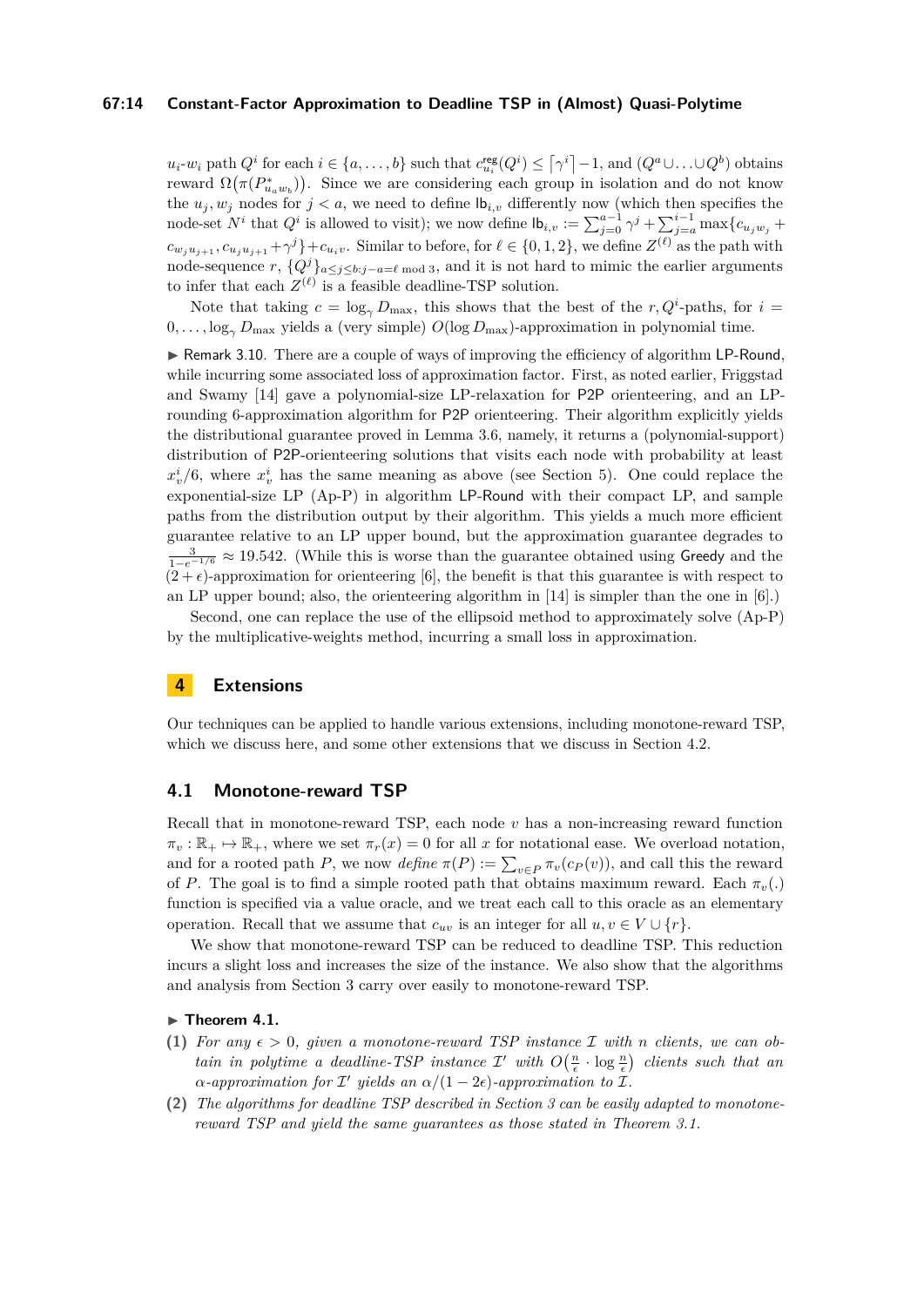$u_i$-$w_i$ path $Q^i$ for each $i \in \{a, \dots, b\}$ such that $c^{\mathsf{reg}}_{u_i}(Q^i) \le \lceil \gamma^i \rceil - 1$, and $(Q^a \cup \ldots \cup Q^b)$ obtains reward $\Omega\big(\pi(P^*_{u_a w_b})\big)$. Since we are considering each group in isolation and do not know the $u_j, w_j$ nodes for $j < a$, we need to define $\mathsf{lb}_{i,v}$ differently now (which then specifies the node-set $N^i$ that $Q^i$ is allowed to visit); we now define $\mathsf{lb}_{i,v} := \sum_{j=0}^{a-1} \gamma^j + \sum_{j=a}^{i-1} \max\{c_{u_j w_j} + c_{w_j u_{j+1}}, c_{u_j u_{j+1}} + \gamma^j\} + c_{u_i v}$. Similar to before, for $\ell \in \{0, 1, 2\}$, we define $Z^{(\ell)}$ as the path with node-sequence $r$, $\{Q^j\}_{a \le j \le b: j-a = \ell \bmod 3}$, and it is not hard to mimic the earlier arguments to infer that each $Z^{(\ell)}$ is a feasible deadline-TSP solution.

Note that taking $c = \log_\gamma D_{\max}$, this shows that the best of the $r, Q^i$-paths, for $i = 0, \dots, \log_\gamma D_{\max}$ yields a (very simple) $O(\log D_{\max})$-approximation in polynomial time.

▶ Remark 3.10. There are a couple of ways of improving the efficiency of algorithm LP-Round, while incurring some associated loss of approximation factor. First, as noted earlier, Friggstad and Swamy [14] gave a polynomial-size LP-relaxation for P2P orienteering, and an LP-rounding 6-approximation algorithm for P2P orienteering. Their algorithm explicitly yields the distributional guarantee proved in Lemma 3.6, namely, it returns a (polynomial-support) distribution of P2P-orienteering solutions that visits each node with probability at least $x^i_v/6$, where $x^i_v$ has the same meaning as above (see Section 5). One could replace the exponential-size LP (Ap-P) in algorithm LP-Round with their compact LP, and sample paths from the distribution output by their algorithm. This yields a much more efficient guarantee relative to an LP upper bound, but the approximation guarantee degrades to $\frac{3}{1-e^{-1/6}} \approx 19.542$. (While this is worse than the guarantee obtained using Greedy and the $(2+\epsilon)$-approximation for orienteering [6], the benefit is that this guarantee is with respect to an LP upper bound; also, the orienteering algorithm in [14] is simpler than the one in [6].)

Second, one can replace the use of the ellipsoid method to approximately solve (Ap-P) by the multiplicative-weights method, incurring a small loss in approximation.

# 4 Extensions

Our techniques can be applied to handle various extensions, including monotone-reward TSP, which we discuss here, and some other extensions that we discuss in Section 4.2.

## 4.1 Monotone-reward TSP

Recall that in monotone-reward TSP, each node $v$ has a non-increasing reward function $\pi_v : \mathbb{R}_+ \mapsto \mathbb{R}_+$, where we set $\pi_r(x) = 0$ for all $x$ for notational ease. We overload notation, and for a rooted path $P$, we now *define* $\pi(P) := \sum_{v \in P} \pi_v(c_P(v))$, and call this the reward of $P$. The goal is to find a simple rooted path that obtains maximum reward. Each $\pi_v(.)$ function is specified via a value oracle, and we treat each call to this oracle as an elementary operation. Recall that we assume that $c_{uv}$ is an integer for all $u, v \in V \cup \{r\}$.

We show that monotone-reward TSP can be reduced to deadline TSP. This reduction incurs a slight loss and increases the size of the instance. We also show that the algorithms and analysis from Section 3 carry over easily to monotone-reward TSP.

▶ **Theorem 4.1.**

**(1)** *For any $\epsilon > 0$, given a monotone-reward TSP instance $\mathcal{I}$ with $n$ clients, we can obtain in polytime a deadline-TSP instance $\mathcal{I}'$ with $O\big(\frac{n}{\epsilon} \cdot \log \frac{n}{\epsilon}\big)$ clients such that an $\alpha$-approximation for $\mathcal{I}'$ yields an $\alpha/(1-2\epsilon)$-approximation to $\mathcal{I}$.*

**(2)** *The algorithms for deadline TSP described in Section 3 can be easily adapted to monotone-reward TSP and yield the same guarantees as those stated in Theorem 3.1.*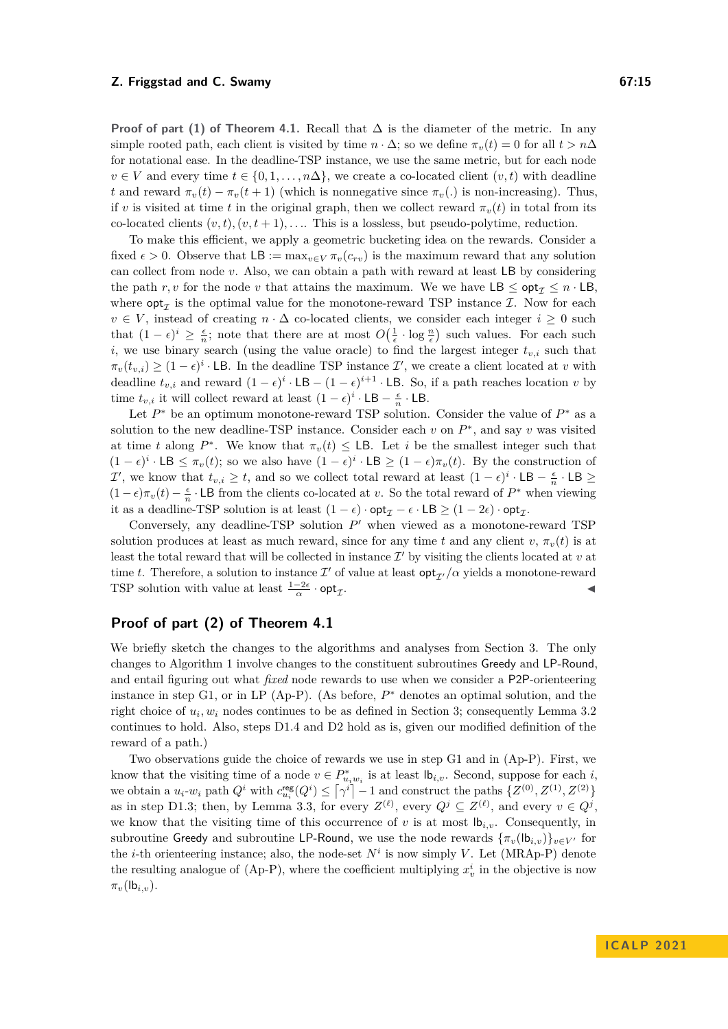**Proof of part (1) of Theorem 4.1.** Recall that $\Delta$ is the diameter of the metric. In any simple rooted path, each client is visited by time $n \cdot \Delta$; so we define $\pi_v(t) = 0$ for all $t > n\Delta$ for notational ease. In the deadline-TSP instance, we use the same metric, but for each node $v \in V$ and every time $t \in \{0, 1, \ldots, n\Delta\}$, we create a co-located client $(v, t)$ with deadline $t$ and reward $\pi_v(t) - \pi_v(t+1)$ (which is nonnegative since $\pi_v(.)$ is non-increasing). Thus, if $v$ is visited at time $t$ in the original graph, then we collect reward $\pi_v(t)$ in total from its co-located clients $(v, t), (v, t+1), \ldots$. This is a lossless, but pseudo-polytime, reduction.

To make this efficient, we apply a geometric bucketing idea on the rewards. Consider a fixed $\epsilon > 0$. Observe that $\mathsf{LB} := \max_{v \in V} \pi_v(c_{rv})$ is the maximum reward that any solution can collect from node $v$. Also, we can obtain a path with reward at least $\mathsf{LB}$ by considering the path $r, v$ for the node $v$ that attains the maximum. We we have $\mathsf{LB} \le \mathsf{opt}_\mathcal{I} \le n \cdot \mathsf{LB}$, where $\mathsf{opt}_\mathcal{I}$ is the optimal value for the monotone-reward TSP instance $\mathcal{I}$. Now for each $v \in V$, instead of creating $n \cdot \Delta$ co-located clients, we consider each integer $i \ge 0$ such that $(1-\epsilon)^i \ge \frac{\epsilon}{n}$; note that there are at most $O\big(\frac{1}{\epsilon} \cdot \log \frac{n}{\epsilon}\big)$ such values. For each such $i$, we use binary search (using the value oracle) to find the largest integer $t_{v,i}$ such that $\pi_v(t_{v,i}) \ge (1-\epsilon)^i \cdot \mathsf{LB}$. In the deadline TSP instance $\mathcal{I}'$, we create a client located at $v$ with deadline $t_{v,i}$ and reward $(1-\epsilon)^i \cdot \mathsf{LB} - (1-\epsilon)^{i+1} \cdot \mathsf{LB}$. So, if a path reaches location $v$ by time $t_{v,i}$ it will collect reward at least $(1-\epsilon)^i \cdot \mathsf{LB} - \frac{\epsilon}{n} \cdot \mathsf{LB}$.

Let $P^*$ be an optimum monotone-reward TSP solution. Consider the value of $P^*$ as a solution to the new deadline-TSP instance. Consider each $v$ on $P^*$, and say $v$ was visited at time $t$ along $P^*$. We know that $\pi_v(t) \le \mathsf{LB}$. Let $i$ be the smallest integer such that $(1-\epsilon)^i \cdot \mathsf{LB} \le \pi_v(t)$; so we also have $(1-\epsilon)^i \cdot \mathsf{LB} \ge (1-\epsilon)\pi_v(t)$. By the construction of $\mathcal{I}'$, we know that $t_{v,i} \ge t$, and so we collect total reward at least $(1-\epsilon)^i \cdot \mathsf{LB} - \frac{\epsilon}{n} \cdot \mathsf{LB} \ge (1-\epsilon)\pi_v(t) - \frac{\epsilon}{n} \cdot \mathsf{LB}$ from the clients co-located at $v$. So the total reward of $P^*$ when viewing it as a deadline-TSP solution is at least $(1-\epsilon) \cdot \mathsf{opt}_\mathcal{I} - \epsilon \cdot \mathsf{LB} \ge (1-2\epsilon) \cdot \mathsf{opt}_\mathcal{I}$.

Conversely, any deadline-TSP solution $P'$ when viewed as a monotone-reward TSP solution produces at least as much reward, since for any time $t$ and any client $v$, $\pi_v(t)$ is at least the total reward that will be collected in instance $\mathcal{I}'$ by visiting the clients located at $v$ at time $t$. Therefore, a solution to instance $\mathcal{I}'$ of value at least $\mathsf{opt}_{\mathcal{I}'}/\alpha$ yields a monotone-reward TSP solution with value at least $\frac{1-2\epsilon}{\alpha} \cdot \mathsf{opt}_\mathcal{I}$. ◀

## Proof of part (2) of Theorem 4.1

We briefly sketch the changes to the algorithms and analyses from Section 3. The only changes to Algorithm 1 involve changes to the constituent subroutines Greedy and LP-Round, and entail figuring out what *fixed* node rewards to use when we consider a P2P-orienteering instance in step G1, or in LP (Ap-P). (As before, $P^*$ denotes an optimal solution, and the right choice of $u_i, w_i$ nodes continues to be as defined in Section 3; consequently Lemma 3.2 continues to hold. Also, steps D1.4 and D2 hold as is, given our modified definition of the reward of a path.)

Two observations guide the choice of rewards we use in step G1 and in (Ap-P). First, we know that the visiting time of a node $v \in P^*_{u_i w_i}$ is at least $\mathsf{lb}_{i,v}$. Second, suppose for each $i$, we obtain a $u_i$-$w_i$ path $Q^i$ with $c^{\mathsf{reg}}_{u_i}(Q^i) \le \lceil \gamma^i \rceil - 1$ and construct the paths $\{Z^{(0)}, Z^{(1)}, Z^{(2)}\}$ as in step D1.3; then, by Lemma 3.3, for every $Z^{(\ell)}$, every $Q^j \subseteq Z^{(\ell)}$, and every $v \in Q^j$, we know that the visiting time of this occurrence of $v$ is at most $\mathsf{lb}_{i,v}$. Consequently, in subroutine Greedy and subroutine LP-Round, we use the node rewards $\{\pi_v(\mathsf{lb}_{i,v})\}_{v \in V'}$ for the $i$-th orienteering instance; also, the node-set $N^i$ is now simply $V$. Let (MRAp-P) denote the resulting analogue of (Ap-P), where the coefficient multiplying $x^i_v$ in the objective is now $\pi_v(\mathsf{lb}_{i,v})$.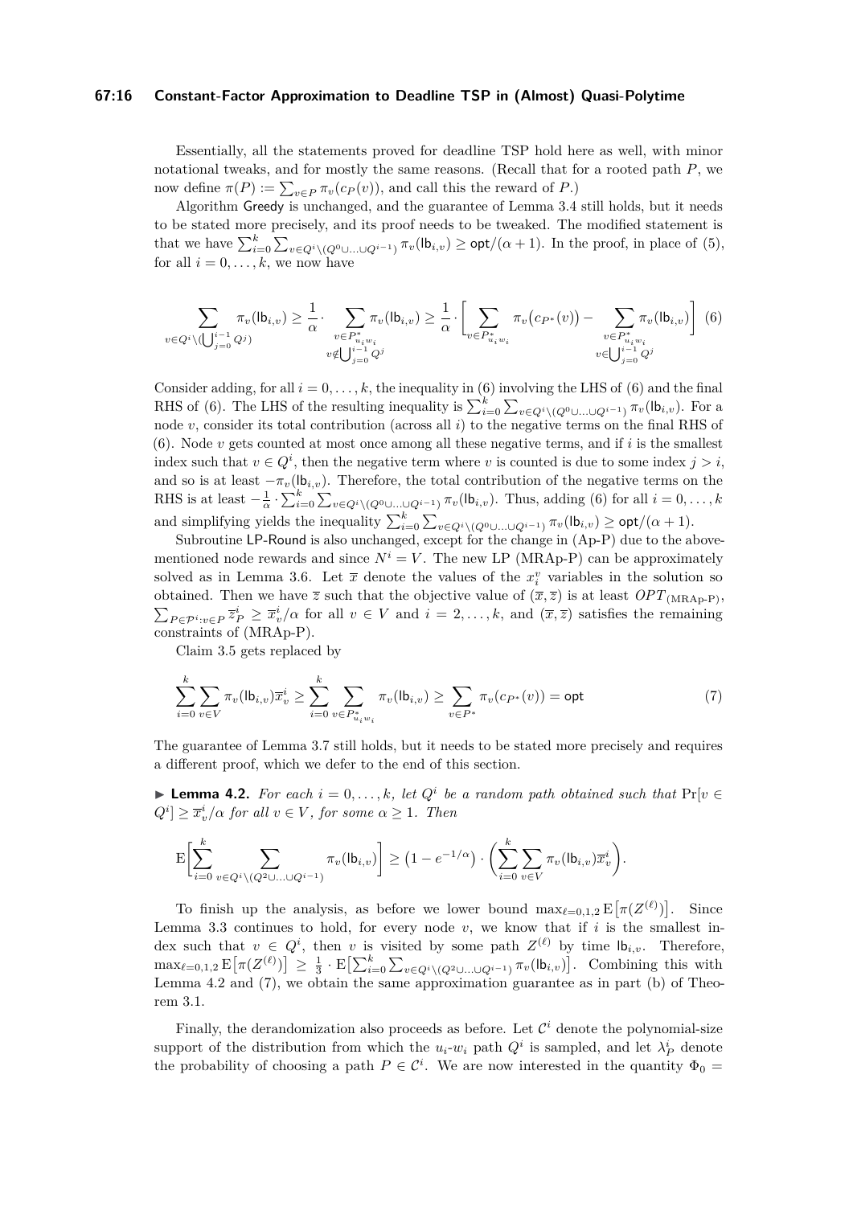Essentially, all the statements proved for deadline TSP hold here as well, with minor notational tweaks, and for mostly the same reasons. (Recall that for a rooted path $P$, we now define $\pi(P) := \sum_{v \in P} \pi_v(c_P(v))$, and call this the reward of $P$.)

Algorithm Greedy is unchanged, and the guarantee of Lemma 3.4 still holds, but it needs to be stated more precisely, and its proof needs to be tweaked. The modified statement is that we have $\sum_{i=0}^{k} \sum_{v \in Q^i \setminus (Q^0 \cup \ldots \cup Q^{i-1})} \pi_v(\mathsf{lb}_{i,v}) \geq \mathsf{opt}/(\alpha+1)$. In the proof, in place of (5), for all $i = 0, \ldots, k$, we now have

$$\sum_{v \in Q^i \setminus (\bigcup_{j=0}^{i-1} Q^j)} \pi_v(\mathsf{lb}_{i,v}) \geq \frac{1}{\alpha} \cdot \sum_{\substack{v \in P^*_{u_i w_i} \\ v \notin \bigcup_{j=0}^{i-1} Q^j}} \pi_v(\mathsf{lb}_{i,v}) \geq \frac{1}{\alpha} \cdot \left[ \sum_{v \in P^*_{u_i w_i}} \pi_v\big(c_{P^*}(v)\big) - \sum_{\substack{v \in P^*_{u_i w_i} \\ v \in \bigcup_{j=0}^{i-1} Q^j}} \pi_v(\mathsf{lb}_{i,v}) \right] \quad (6)$$

Consider adding, for all $i = 0, \ldots, k$, the inequality in (6) involving the LHS of (6) and the final RHS of (6). The LHS of the resulting inequality is $\sum_{i=0}^{k} \sum_{v \in Q^i \setminus (Q^0 \cup \ldots \cup Q^{i-1})} \pi_v(\mathsf{lb}_{i,v})$. For a node $v$, consider its total contribution (across all $i$) to the negative terms on the final RHS of (6). Node $v$ gets counted at most once among all these negative terms, and if $i$ is the smallest index such that $v \in Q^i$, then the negative term where $v$ is counted is due to some index $j > i$, and so is at least $-\pi_v(\mathsf{lb}_{i,v})$. Therefore, the total contribution of the negative terms on the RHS is at least $-\frac{1}{\alpha} \cdot \sum_{i=0}^{k} \sum_{v \in Q^i \setminus (Q^0 \cup \ldots \cup Q^{i-1})} \pi_v(\mathsf{lb}_{i,v})$. Thus, adding (6) for all $i = 0, \ldots, k$ and simplifying yields the inequality $\sum_{i=0}^{k} \sum_{v \in Q^i \setminus (Q^0 \cup \ldots \cup Q^{i-1})} \pi_v(\mathsf{lb}_{i,v}) \geq \mathsf{opt}/(\alpha+1)$.

Subroutine LP-Round is also unchanged, except for the change in (Ap-P) due to the above-mentioned node rewards and since $N^i = V$. The new LP (MRAp-P) can be approximately solved as in Lemma 3.6. Let $\overline{x}$ denote the values of the $x_i^v$ variables in the solution so obtained. Then we have $\overline{z}$ such that the objective value of $(\overline{x}, \overline{z})$ is at least $OPT_{\text{(MRAp-P)}}$, $\sum_{P \in \mathcal{P}^i : v \in P} \overline{z}_P^i \geq \overline{x}_v^i/\alpha$ for all $v \in V$ and $i = 2, \ldots, k$, and $(\overline{x}, \overline{z})$ satisfies the remaining constraints of (MRAp-P).

Claim 3.5 gets replaced by

$$\sum_{i=0}^{k} \sum_{v \in V} \pi_v(\mathsf{lb}_{i,v}) \overline{x}_v^i \geq \sum_{i=0}^{k} \sum_{v \in P^*_{u_i w_i}} \pi_v(\mathsf{lb}_{i,v}) \geq \sum_{v \in P^*} \pi_v(c_{P^*}(v)) = \mathsf{opt} \quad (7)$$

The guarantee of Lemma 3.7 still holds, but it needs to be stated more precisely and requires a different proof, which we defer to the end of this section.

▶ **Lemma 4.2.** *For each $i = 0, \ldots, k$, let $Q^i$ be a random path obtained such that $\Pr[v \in Q^i] \geq \overline{x}_v^i/\alpha$ for all $v \in V$, for some $\alpha \geq 1$. Then*

$$\mathrm{E}\Big[\sum_{i=0}^{k} \sum_{v \in Q^i \setminus (Q^2 \cup \ldots \cup Q^{i-1})} \pi_v(\mathsf{lb}_{i,v})\Big] \geq \big(1 - e^{-1/\alpha}\big) \cdot \bigg(\sum_{i=0}^{k} \sum_{v \in V} \pi_v(\mathsf{lb}_{i,v}) \overline{x}_v^i\bigg).$$

To finish up the analysis, as before we lower bound $\max_{\ell=0,1,2} \mathrm{E}\big[\pi(Z^{(\ell)})\big]$. Since Lemma 3.3 continues to hold, for every node $v$, we know that if $i$ is the smallest index such that $v \in Q^i$, then $v$ is visited by some path $Z^{(\ell)}$ by time $\mathsf{lb}_{i,v}$. Therefore, $\max_{\ell=0,1,2} \mathrm{E}\big[\pi(Z^{(\ell)})\big] \geq \frac{1}{3} \cdot \mathrm{E}\big[\sum_{i=0}^{k} \sum_{v \in Q^i \setminus (Q^2 \cup \ldots \cup Q^{i-1})} \pi_v(\mathsf{lb}_{i,v})\big]$. Combining this with Lemma 4.2 and (7), we obtain the same approximation guarantee as in part (b) of Theorem 3.1.

Finally, the derandomization also proceeds as before. Let $\mathcal{C}^i$ denote the polynomial-size support of the distribution from which the $u_i$-$w_i$ path $Q^i$ is sampled, and let $\lambda_P^i$ denote the probability of choosing a path $P \in \mathcal{C}^i$. We are now interested in the quantity $\Phi_0 =$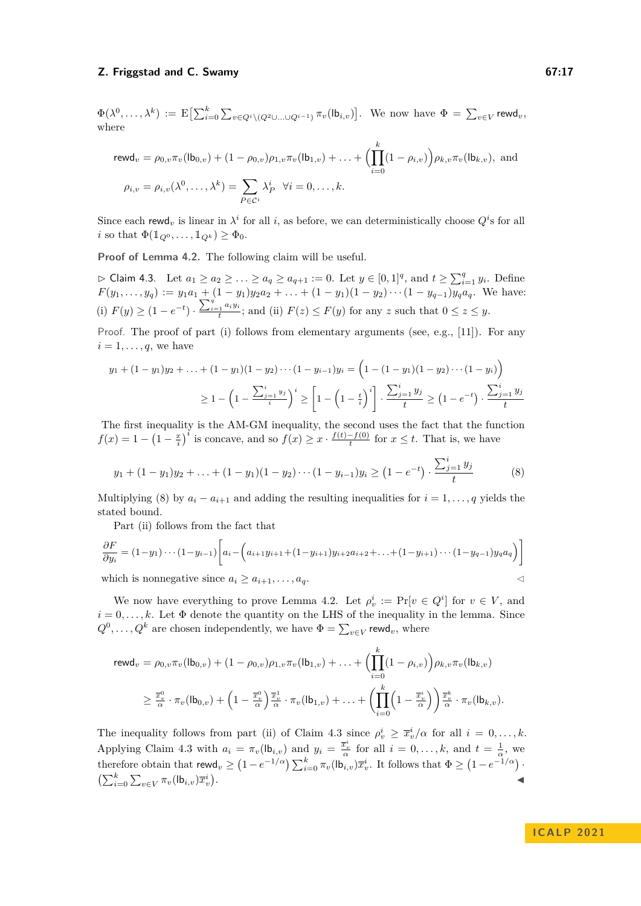$\Phi(\lambda^0, \ldots, \lambda^k) := \mathrm{E}\big[\sum_{i=0}^k \sum_{v \in Q^i \setminus (Q^2 \cup \ldots \cup Q^{i-1})} \pi_v(\mathsf{lb}_{i,v})\big]$. We now have $\Phi = \sum_{v \in V} \mathsf{rewd}_v$, where

$$\mathsf{rewd}_v = \rho_{0,v}\pi_v(\mathsf{lb}_{0,v}) + (1-\rho_{0,v})\rho_{1,v}\pi_v(\mathsf{lb}_{1,v}) + \ldots + \Big(\prod_{i=0}^k (1-\rho_{i,v})\Big)\rho_{k,v}\pi_v(\mathsf{lb}_{k,v}), \text{ and}$$

$$\rho_{i,v} = \rho_{i,v}(\lambda^0, \ldots, \lambda^k) = \sum_{P \in \mathcal{C}^i} \lambda^i_P \quad \forall i = 0, \ldots, k.$$

Since each $\mathsf{rewd}_v$ is linear in $\lambda^i$ for all $i$, as before, we can deterministically choose $Q^i$'s for all $i$ so that $\Phi(\mathbb{1}_{Q^0}, \ldots, \mathbb{1}_{Q^k}) \geq \Phi_0$.

**Proof of Lemma 4.2.** The following claim will be useful.

▷ Claim 4.3. Let $a_1 \geq a_2 \geq \ldots \geq a_q \geq a_{q+1} := 0$. Let $y \in [0,1]^q$, and $t \geq \sum_{i=1}^q y_i$. Define $F(y_1, \ldots, y_q) := y_1 a_1 + (1-y_1) y_2 a_2 + \ldots + (1-y_1)(1-y_2)\cdots(1-y_{q-1}) y_q a_q$. We have: (i) $F(y) \geq (1-e^{-t}) \cdot \frac{\sum_{i=1}^q a_i y_i}{t}$; and (ii) $F(z) \leq F(y)$ for any $z$ such that $0 \leq z \leq y$.

*Proof.* The proof of part (i) follows from elementary arguments (see, e.g., [11]). For any $i = 1, \ldots, q$, we have

$$y_1 + (1-y_1)y_2 + \ldots + (1-y_1)(1-y_2)\cdots(1-y_{i-1})y_i = \Big(1 - (1-y_1)(1-y_2)\cdots(1-y_i)\Big)$$
$$\geq 1 - \Big(1 - \frac{\sum_{j=1}^i y_j}{i}\Big)^i \geq \Big[1 - \Big(1 - \frac{t}{i}\Big)^i\Big] \cdot \frac{\sum_{j=1}^i y_j}{t} \geq \big(1 - e^{-t}\big) \cdot \frac{\sum_{j=1}^i y_j}{t}$$

The first inequality is the AM-GM inequality, the second uses the fact that the function $f(x) = 1 - \big(1 - \frac{x}{i}\big)^i$ is concave, and so $f(x) \geq x \cdot \frac{f(t) - f(0)}{t}$ for $x \leq t$. That is, we have

$$y_1 + (1-y_1)y_2 + \ldots + (1-y_1)(1-y_2)\cdots(1-y_{i-1})y_i \geq \big(1 - e^{-t}\big) \cdot \frac{\sum_{j=1}^i y_j}{t} \tag{8}$$

Multiplying (8) by $a_i - a_{i+1}$ and adding the resulting inequalities for $i = 1, \ldots, q$ yields the stated bound.

Part (ii) follows from the fact that

$$\frac{\partial F}{\partial y_i} = (1-y_1)\cdots(1-y_{i-1}) \bigg[a_i - \Big(a_{i+1}y_{i+1} + (1-y_{i+1})y_{i+2}a_{i+2} + \ldots + (1-y_{i+1})\cdots(1-y_{q-1})y_q a_q\Big)\bigg]$$

which is nonnegative since $a_i \geq a_{i+1}, \ldots, a_q$. ◁

We now have everything to prove Lemma 4.2. Let $\rho^i_v := \Pr[v \in Q^i]$ for $v \in V$, and $i = 0, \ldots, k$. Let $\Phi$ denote the quantity on the LHS of the inequality in the lemma. Since $Q^0, \ldots, Q^k$ are chosen independently, we have $\Phi = \sum_{v \in V} \mathsf{rewd}_v$, where

$$\mathsf{rewd}_v = \rho_{0,v}\pi_v(\mathsf{lb}_{0,v}) + (1-\rho_{0,v})\rho_{1,v}\pi_v(\mathsf{lb}_{1,v}) + \ldots + \Big(\prod_{i=0}^k (1-\rho_{i,v})\Big)\rho_{k,v}\pi_v(\mathsf{lb}_{k,v})$$
$$\geq \frac{\overline{x}^0_v}{\alpha} \cdot \pi_v(\mathsf{lb}_{0,v}) + \Big(1 - \frac{\overline{x}^0_v}{\alpha}\Big)\frac{\overline{x}^1_v}{\alpha} \cdot \pi_v(\mathsf{lb}_{1,v}) + \ldots + \bigg(\prod_{i=0}^k \Big(1 - \frac{\overline{x}^i_v}{\alpha}\Big)\bigg)\frac{\overline{x}^k_v}{\alpha} \cdot \pi_v(\mathsf{lb}_{k,v}).$$

The inequality follows from part (ii) of Claim 4.3 since $\rho^i_v \geq \overline{x}^i_v/\alpha$ for all $i = 0, \ldots, k$. Applying Claim 4.3 with $a_i = \pi_v(\mathsf{lb}_{i,v})$ and $y_i = \frac{\overline{x}^i_v}{\alpha}$ for all $i = 0, \ldots, k$, and $t = \frac{1}{\alpha}$, we therefore obtain that $\mathsf{rewd}_v \geq \big(1 - e^{-1/\alpha}\big) \sum_{i=0}^k \pi_v(\mathsf{lb}_{i,v})\overline{x}^i_v$. It follows that $\Phi \geq \big(1 - e^{-1/\alpha}\big) \cdot \big(\sum_{i=0}^k \sum_{v \in V} \pi_v(\mathsf{lb}_{i,v})\overline{x}^i_v\big)$. ◀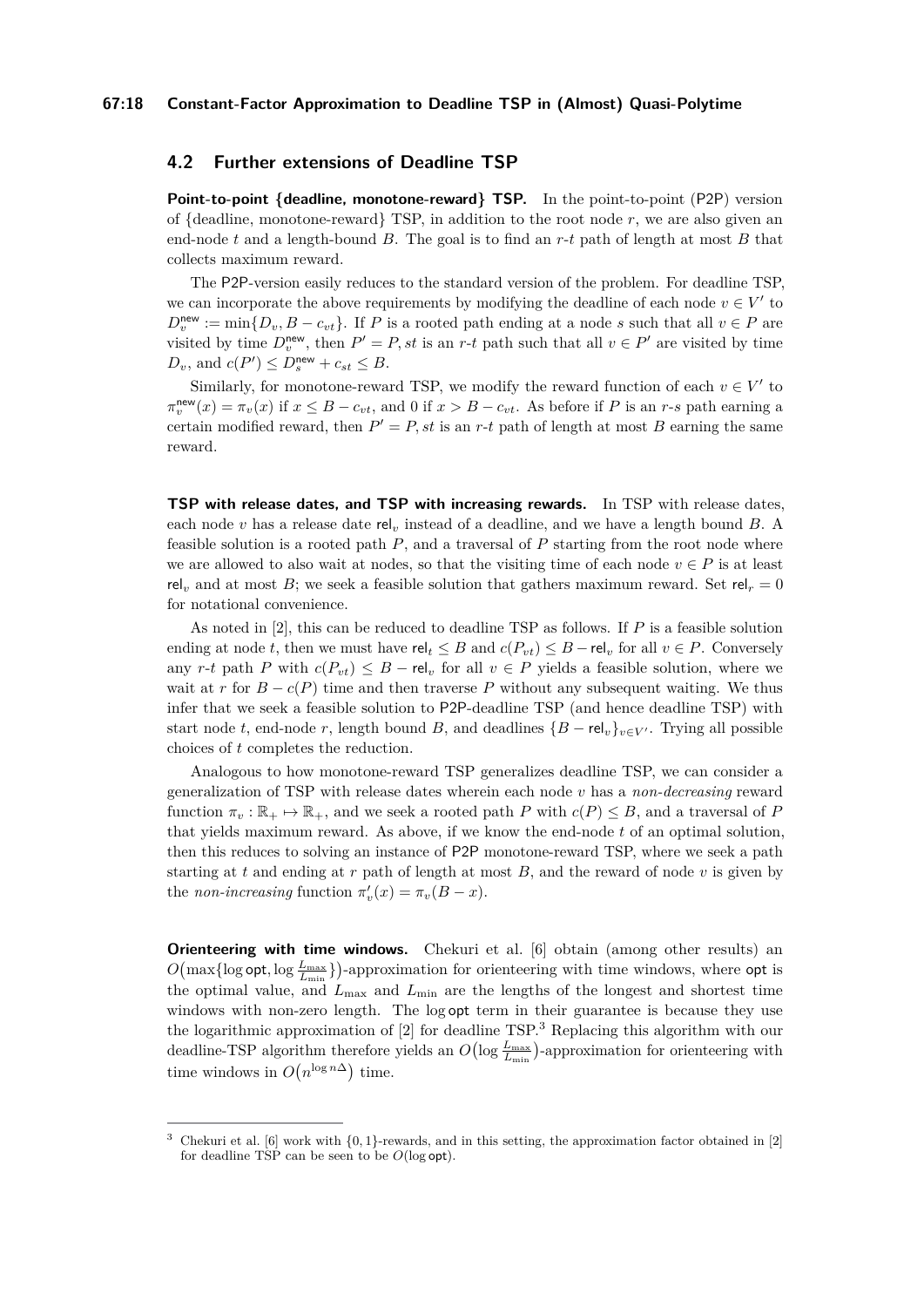## 4.2 Further extensions of Deadline TSP

**Point-to-point {deadline, monotone-reward} TSP.** In the point-to-point (P2P) version of {deadline, monotone-reward} TSP, in addition to the root node $r$, we are also given an end-node $t$ and a length-bound $B$. The goal is to find an $r$-$t$ path of length at most $B$ that collects maximum reward.

The P2P-version easily reduces to the standard version of the problem. For deadline TSP, we can incorporate the above requirements by modifying the deadline of each node $v \in V'$ to $D_v^{\mathsf{new}} := \min\{D_v, B - c_{vt}\}$. If $P$ is a rooted path ending at a node $s$ such that all $v \in P$ are visited by time $D_v^{\mathsf{new}}$, then $P' = P, st$ is an $r$-$t$ path such that all $v \in P'$ are visited by time $D_v$, and $c(P') \leq D_s^{\mathsf{new}} + c_{st} \leq B$.

Similarly, for monotone-reward TSP, we modify the reward function of each $v \in V'$ to $\pi_v^{\mathsf{new}}(x) = \pi_v(x)$ if $x \leq B - c_{vt}$, and 0 if $x > B - c_{vt}$. As before if $P$ is an $r$-$s$ path earning a certain modified reward, then $P' = P, st$ is an $r$-$t$ path of length at most $B$ earning the same reward.

**TSP with release dates, and TSP with increasing rewards.** In TSP with release dates, each node $v$ has a release date $\mathsf{rel}_v$ instead of a deadline, and we have a length bound $B$. A feasible solution is a rooted path $P$, and a traversal of $P$ starting from the root node where we are allowed to also wait at nodes, so that the visiting time of each node $v \in P$ is at least $\mathsf{rel}_v$ and at most $B$; we seek a feasible solution that gathers maximum reward. Set $\mathsf{rel}_r = 0$ for notational convenience.

As noted in [2], this can be reduced to deadline TSP as follows. If $P$ is a feasible solution ending at node $t$, then we must have $\mathsf{rel}_t \leq B$ and $c(P_{vt}) \leq B - \mathsf{rel}_v$ for all $v \in P$. Conversely any $r$-$t$ path $P$ with $c(P_{vt}) \leq B - \mathsf{rel}_v$ for all $v \in P$ yields a feasible solution, where we wait at $r$ for $B - c(P)$ time and then traverse $P$ without any subsequent waiting. We thus infer that we seek a feasible solution to P2P-deadline TSP (and hence deadline TSP) with start node $t$, end-node $r$, length bound $B$, and deadlines $\{B - \mathsf{rel}_v\}_{v \in V'}$. Trying all possible choices of $t$ completes the reduction.

Analogous to how monotone-reward TSP generalizes deadline TSP, we can consider a generalization of TSP with release dates wherein each node $v$ has a *non-decreasing* reward function $\pi_v : \mathbb{R}_+ \mapsto \mathbb{R}_+$, and we seek a rooted path $P$ with $c(P) \leq B$, and a traversal of $P$ that yields maximum reward. As above, if we know the end-node $t$ of an optimal solution, then this reduces to solving an instance of P2P monotone-reward TSP, where we seek a path starting at $t$ and ending at $r$ path of length at most $B$, and the reward of node $v$ is given by the *non-increasing* function $\pi'_v(x) = \pi_v(B - x)$.

**Orienteering with time windows.** Chekuri et al. [6] obtain (among other results) an $O\big(\max\{\log \mathsf{opt}, \log \frac{L_{\max}}{L_{\min}}\}\big)$-approximation for orienteering with time windows, where $\mathsf{opt}$ is the optimal value, and $L_{\max}$ and $L_{\min}$ are the lengths of the longest and shortest time windows with non-zero length. The $\log \mathsf{opt}$ term in their guarantee is because they use the logarithmic approximation of [2] for deadline TSP.[3] Replacing this algorithm with our deadline-TSP algorithm therefore yields an $O\big(\log \frac{L_{\max}}{L_{\min}}\big)$-approximation for orienteering with time windows in $O\big(n^{\log n\Delta}\big)$ time.

[3] Chekuri et al. [6] work with $\{0, 1\}$-rewards, and in this setting, the approximation factor obtained in [2] for deadline TSP can be seen to be $O(\log \mathsf{opt})$.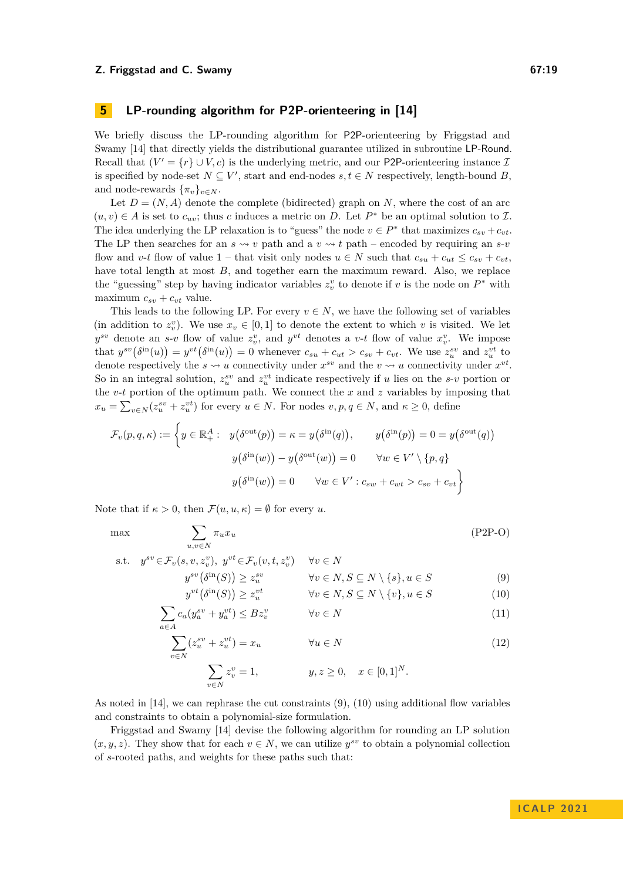## 5 LP-rounding algorithm for P2P-orienteering in [14]

We briefly discuss the LP-rounding algorithm for P2P-orienteering by Friggstad and Swamy [14] that directly yields the distributional guarantee utilized in subroutine LP-Round. Recall that $(V' = \{r\} \cup V, c)$ is the underlying metric, and our P2P-orienteering instance $\mathcal{I}$ is specified by node-set $N \subseteq V'$, start and end-nodes $s, t \in N$ respectively, length-bound $B$, and node-rewards $\{\pi_v\}_{v \in N}$.

Let $D = (N, A)$ denote the complete (bidirected) graph on $N$, where the cost of an arc $(u, v) \in A$ is set to $c_{uv}$; thus $c$ induces a metric on $D$. Let $P^*$ be an optimal solution to $\mathcal{I}$. The idea underlying the LP relaxation is to "guess" the node $v \in P^*$ that maximizes $c_{sv} + c_{vt}$. The LP then searches for an $s \rightsquigarrow v$ path and a $v \rightsquigarrow t$ path – encoded by requiring an $s$-$v$ flow and $v$-$t$ flow of value 1 – that visit only nodes $u \in N$ such that $c_{su} + c_{ut} \leq c_{sv} + c_{vt}$, have total length at most $B$, and together earn the maximum reward. Also, we replace the "guessing" step by having indicator variables $z^v_v$ to denote if $v$ is the node on $P^*$ with maximum $c_{sv} + c_{vt}$ value.

This leads to the following LP. For every $v \in N$, we have the following set of variables (in addition to $z^v_v$). We use $x_v \in [0, 1]$ to denote the extent to which $v$ is visited. We let $y^{sv}$ denote an $s$-$v$ flow of value $z^v_v$, and $y^{vt}$ denotes a $v$-$t$ flow of value $x^v_v$. We impose that $y^{sv}\big(\delta^{\text{in}}(u)\big) = y^{vt}\big(\delta^{\text{in}}(u)\big) = 0$ whenever $c_{su} + c_{ut} > c_{sv} + c_{vt}$. We use $z^{sv}_u$ and $z^{vt}_u$ to denote respectively the $s \rightsquigarrow u$ connectivity under $x^{sv}$ and the $v \rightsquigarrow u$ connectivity under $x^{vt}$. So in an integral solution, $z^{sv}_u$ and $z^{vt}_u$ indicate respectively if $u$ lies on the $s$-$v$ portion or the $v$-$t$ portion of the optimum path. We connect the $x$ and $z$ variables by imposing that $x_u = \sum_{v \in N}(z^{sv}_u + z^{vt}_u)$ for every $u \in N$. For nodes $v, p, q \in N$, and $\kappa \geq 0$, define

$$
\begin{aligned}
\mathcal{F}_v(p, q, \kappa) := \Big\{ y \in \mathbb{R}^A_+ : \quad & y\big(\delta^{\text{out}}(p)\big) = \kappa = y\big(\delta^{\text{in}}(q)\big), \qquad y\big(\delta^{\text{in}}(p)\big) = 0 = y\big(\delta^{\text{out}}(q)\big) \\
& y\big(\delta^{\text{in}}(w)\big) - y\big(\delta^{\text{out}}(w)\big) = 0 \qquad \forall w \in V' \setminus \{p, q\} \\
& y\big(\delta^{\text{in}}(w)\big) = 0 \qquad \forall w \in V' : c_{sw} + c_{wt} > c_{sv} + c_{vt} \Big\}
\end{aligned}
$$

Note that if $\kappa > 0$, then $\mathcal{F}(u, u, \kappa) = \emptyset$ for every $u$.

$$
\begin{aligned}
\max \quad & \sum_{u,v \in N} \pi_u x_u && \text{(P2P-O)} \\
\text{s.t.} \quad & y^{sv} \in \mathcal{F}_v(s, v, z^v_v), \ y^{vt} \in \mathcal{F}_v(v, t, z^v_v) && \forall v \in N \\
& y^{sv}\big(\delta^{\text{in}}(S)\big) \geq z^{sv}_u && \forall v \in N, S \subseteq N \setminus \{s\}, u \in S \qquad (9) \\
& y^{vt}\big(\delta^{\text{in}}(S)\big) \geq z^{vt}_u && \forall v \in N, S \subseteq N \setminus \{v\}, u \in S \qquad (10) \\
& \sum_{a \in A} c_a (y^{sv}_a + y^{vt}_a) \leq B z^v_v && \forall v \in N \qquad (11) \\
& \sum_{v \in N} (z^{sv}_u + z^{vt}_u) = x_u && \forall u \in N \qquad (12) \\
& \sum_{v \in N} z^v_v = 1, && y, z \geq 0, \quad x \in [0, 1]^N.
\end{aligned}
$$

As noted in [14], we can rephrase the cut constraints (9), (10) using additional flow variables and constraints to obtain a polynomial-size formulation.

Friggstad and Swamy [14] devise the following algorithm for rounding an LP solution $(x, y, z)$. They show that for each $v \in N$, we can utilize $y^{sv}$ to obtain a polynomial collection of $s$-rooted paths, and weights for these paths such that: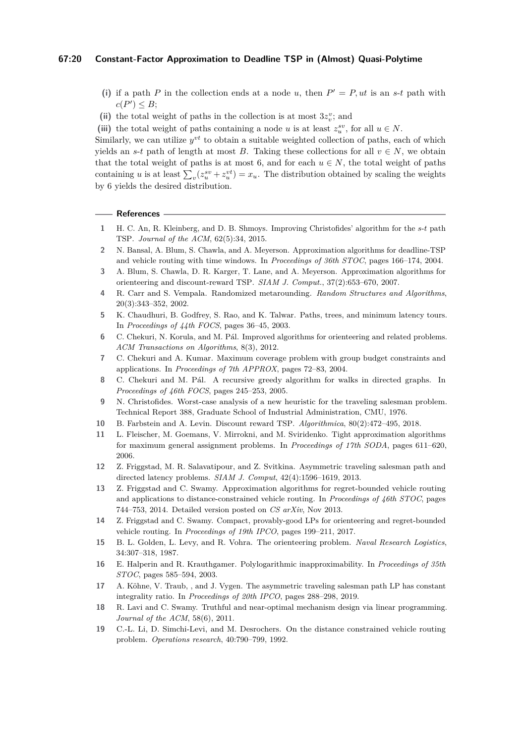**(i)** if a path $P$ in the collection ends at a node $u$, then $P' = P, ut$ is an $s$-$t$ path with $c(P') \leq B$;

**(ii)** the total weight of paths in the collection is at most $3z_v^v$; and

**(iii)** the total weight of paths containing a node $u$ is at least $z_u^{sv}$, for all $u \in N$.

Similarly, we can utilize $y^{vt}$ to obtain a suitable weighted collection of paths, each of which yields an $s$-$t$ path of length at most $B$. Taking these collections for all $v \in N$, we obtain that the total weight of paths is at most 6, and for each $u \in N$, the total weight of paths containing $u$ is at least $\sum_v (z_u^{sv} + z_u^{vt}) = x_u$. The distribution obtained by scaling the weights by 6 yields the desired distribution.

## References

1. H. C. An, R. Kleinberg, and D. B. Shmoys. Improving Christofides' algorithm for the $s$-$t$ path TSP. *Journal of the ACM*, 62(5):34, 2015.
2. N. Bansal, A. Blum, S. Chawla, and A. Meyerson. Approximation algorithms for deadline-TSP and vehicle routing with time windows. In *Proceedings of 36th STOC*, pages 166–174, 2004.
3. A. Blum, S. Chawla, D. R. Karger, T. Lane, and A. Meyerson. Approximation algorithms for orienteering and discount-reward TSP. *SIAM J. Comput.*, 37(2):653–670, 2007.
4. R. Carr and S. Vempala. Randomized metarounding. *Random Structures and Algorithms*, 20(3):343–352, 2002.
5. K. Chaudhuri, B. Godfrey, S. Rao, and K. Talwar. Paths, trees, and minimum latency tours. In *Proceedings of 44th FOCS*, pages 36–45, 2003.
6. C. Chekuri, N. Korula, and M. Pál. Improved algorithms for orienteering and related problems. *ACM Transactions on Algorithms*, 8(3), 2012.
7. C. Chekuri and A. Kumar. Maximum coverage problem with group budget constraints and applications. In *Proceedings of 7th APPROX*, pages 72–83, 2004.
8. C. Chekuri and M. Pál. A recursive greedy algorithm for walks in directed graphs. In *Proceedings of 46th FOCS*, pages 245–253, 2005.
9. N. Christofides. Worst-case analysis of a new heuristic for the traveling salesman problem. Technical Report 388, Graduate School of Industrial Administration, CMU, 1976.
10. B. Farbstein and A. Levin. Discount reward TSP. *Algorithmica*, 80(2):472–495, 2018.
11. L. Fleischer, M. Goemans, V. Mirrokni, and M. Sviridenko. Tight approximation algorithms for maximum general assignment problems. In *Proceedings of 17th SODA*, pages 611–620, 2006.
12. Z. Friggstad, M. R. Salavatipour, and Z. Svitkina. Asymmetric traveling salesman path and directed latency problems. *SIAM J. Comput*, 42(4):1596–1619, 2013.
13. Z. Friggstad and C. Swamy. Approximation algorithms for regret-bounded vehicle routing and applications to distance-constrained vehicle routing. In *Proceedings of 46th STOC*, pages 744–753, 2014. Detailed version posted on *CS arXiv*, Nov 2013.
14. Z. Friggstad and C. Swamy. Compact, provably-good LPs for orienteering and regret-bounded vehicle routing. In *Proceedings of 19th IPCO*, pages 199–211, 2017.
15. B. L. Golden, L. Levy, and R. Vohra. The orienteering problem. *Naval Research Logistics*, 34:307–318, 1987.
16. E. Halperin and R. Krauthgamer. Polylogarithmic inapproximability. In *Proceedings of 35th STOC*, pages 585–594, 2003.
17. A. Köhne, V. Traub, , and J. Vygen. The asymmetric traveling salesman path LP has constant integrality ratio. In *Proceedings of 20th IPCO*, pages 288–298, 2019.
18. R. Lavi and C. Swamy. Truthful and near-optimal mechanism design via linear programming. *Journal of the ACM*, 58(6), 2011.
19. C.-L. Li, D. Simchi-Levi, and M. Desrochers. On the distance constrained vehicle routing problem. *Operations research*, 40:790–799, 1992.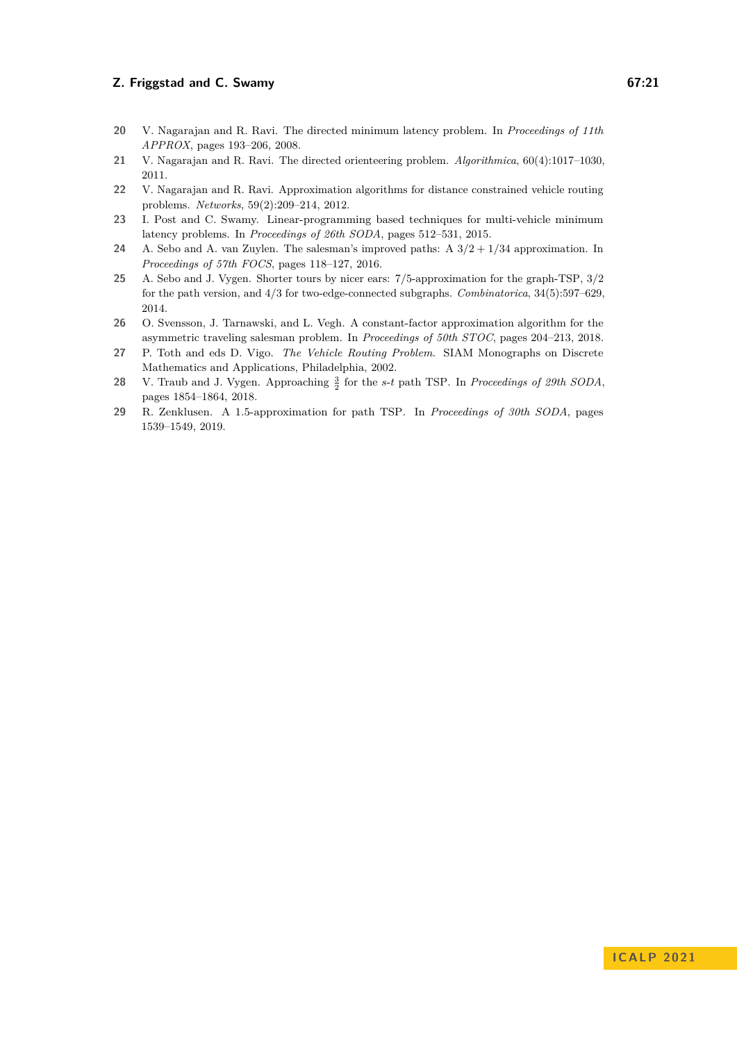20 V. Nagarajan and R. Ravi. The directed minimum latency problem. In *Proceedings of 11th APPROX*, pages 193–206, 2008.

21 V. Nagarajan and R. Ravi. The directed orienteering problem. *Algorithmica*, 60(4):1017–1030, 2011.

22 V. Nagarajan and R. Ravi. Approximation algorithms for distance constrained vehicle routing problems. *Networks*, 59(2):209–214, 2012.

23 I. Post and C. Swamy. Linear-programming based techniques for multi-vehicle minimum latency problems. In *Proceedings of 26th SODA*, pages 512–531, 2015.

24 A. Sebo and A. van Zuylen. The salesman's improved paths: A $3/2 + 1/34$ approximation. In *Proceedings of 57th FOCS*, pages 118–127, 2016.

25 A. Sebo and J. Vygen. Shorter tours by nicer ears: 7/5-approximation for the graph-TSP, 3/2 for the path version, and 4/3 for two-edge-connected subgraphs. *Combinatorica*, 34(5):597–629, 2014.

26 O. Svensson, J. Tarnawski, and L. Vegh. A constant-factor approximation algorithm for the asymmetric traveling salesman problem. In *Proceedings of 50th STOC*, pages 204–213, 2018.

27 P. Toth and eds D. Vigo. *The Vehicle Routing Problem*. SIAM Monographs on Discrete Mathematics and Applications, Philadelphia, 2002.

28 V. Traub and J. Vygen. Approaching $\frac{3}{2}$ for the $s$-$t$ path TSP. In *Proceedings of 29th SODA*, pages 1854–1864, 2018.

29 R. Zenklusen. A 1.5-approximation for path TSP. In *Proceedings of 30th SODA*, pages 1539–1549, 2019.